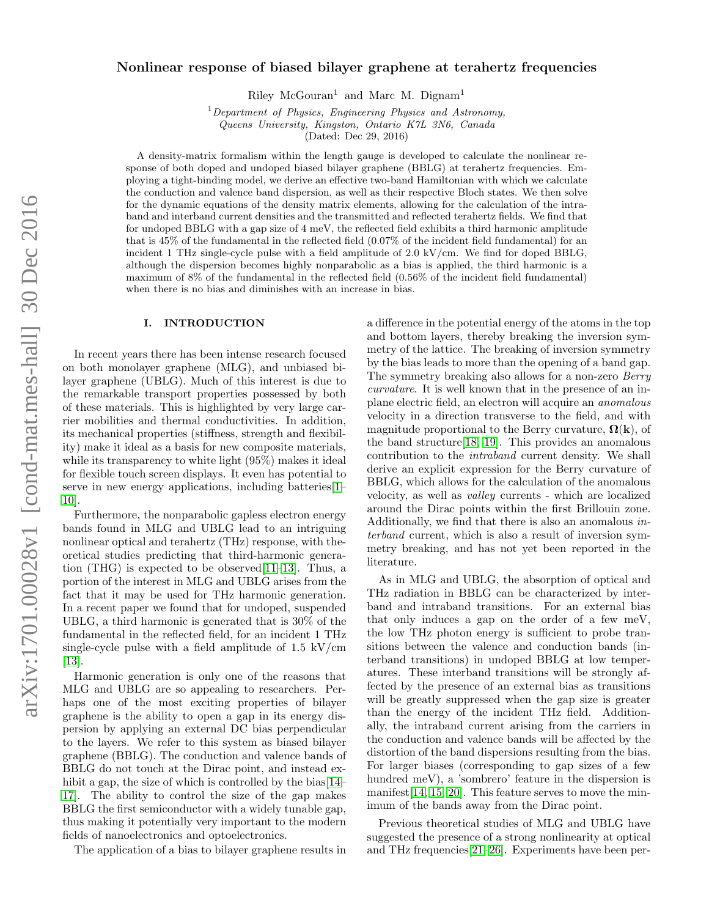# Nonlinear response of biased bilayer graphene at terahertz frequencies

Riley McGouran[1] and Marc M. Dignam[1]

[1] *Department of Physics, Engineering Physics and Astronomy, Queens University, Kingston, Ontario K7L 3N6, Canada*

(Dated: Dec 29, 2016)

A density-matrix formalism within the length gauge is developed to calculate the nonlinear response of both doped and undoped biased bilayer graphene (BBLG) at terahertz frequencies. Employing a tight-binding model, we derive an effective two-band Hamiltonian with which we calculate the conduction and valence band dispersion, as well as their respective Bloch states. We then solve for the dynamic equations of the density matrix elements, allowing for the calculation of the intraband and interband current densities and the transmitted and reflected terahertz fields. We find that for undoped BBLG with a gap size of 4 meV, the reflected field exhibits a third harmonic amplitude that is 45% of the fundamental in the reflected field (0.07% of the incident field fundamental) for an incident 1 THz single-cycle pulse with a field amplitude of 2.0 kV/cm. We find for doped BBLG, although the dispersion becomes highly nonparabolic as a bias is applied, the third harmonic is a maximum of 8% of the fundamental in the reflected field (0.56% of the incident field fundamental) when there is no bias and diminishes with an increase in bias.

## I. INTRODUCTION

In recent years there has been intense research focused on both monolayer graphene (MLG), and unbiased bilayer graphene (UBLG). Much of this interest is due to the remarkable transport properties possessed by both of these materials. This is highlighted by very large carrier mobilities and thermal conductivities. In addition, its mechanical properties (stiffness, strength and flexibility) make it ideal as a basis for new composite materials, while its transparency to white light (95%) makes it ideal for flexible touch screen displays. It even has potential to serve in new energy applications, including batteries[1–10].

Furthermore, the nonparabolic gapless electron energy bands found in MLG and UBLG lead to an intriguing nonlinear optical and terahertz (THz) response, with theoretical studies predicting that third-harmonic generation (THG) is expected to be observed[11–13]. Thus, a portion of the interest in MLG and UBLG arises from the fact that it may be used for THz harmonic generation. In a recent paper we found that for undoped, suspended UBLG, a third harmonic is generated that is 30% of the fundamental in the reflected field, for an incident 1 THz single-cycle pulse with a field amplitude of 1.5 kV/cm [13].

Harmonic generation is only one of the reasons that MLG and UBLG are so appealing to researchers. Perhaps one of the most exciting properties of bilayer graphene is the ability to open a gap in its energy dispersion by applying an external DC bias perpendicular to the layers. We refer to this system as biased bilayer graphene (BBLG). The conduction and valence bands of BBLG do not touch at the Dirac point, and instead exhibit a gap, the size of which is controlled by the bias[14–17]. The ability to control the size of the gap makes BBLG the first semiconductor with a widely tunable gap, thus making it potentially very important to the modern fields of nanoelectronics and optoelectronics.

The application of a bias to bilayer graphene results in a difference in the potential energy of the atoms in the top and bottom layers, thereby breaking the inversion symmetry of the lattice. The breaking of inversion symmetry by the bias leads to more than the opening of a band gap. The symmetry breaking also allows for a non-zero *Berry curvature*. It is well known that in the presence of an in-plane electric field, an electron will acquire an *anomalous* velocity in a direction transverse to the field, and with magnitude proportional to the Berry curvature, $\mathbf{\Omega}(\mathbf{k})$, of the band structure[18, 19]. This provides an anomalous contribution to the *intraband* current density. We shall derive an explicit expression for the Berry curvature of BBLG, which allows for the calculation of the anomalous velocity, as well as *valley* currents - which are localized around the Dirac points within the first Brillouin zone. Additionally, we find that there is also an anomalous *interband* current, which is also a result of inversion symmetry breaking, and has not yet been reported in the literature.

As in MLG and UBLG, the absorption of optical and THz radiation in BBLG can be characterized by interband and intraband transitions. For an external bias that only induces a gap on the order of a few meV, the low THz photon energy is sufficient to probe transitions between the valence and conduction bands (interband transitions) in undoped BBLG at low temperatures. These interband transitions will be strongly affected by the presence of an external bias as transitions will be greatly suppressed when the gap size is greater than the energy of the incident THz field. Additionally, the intraband current arising from the carriers in the conduction and valence bands will be affected by the distortion of the band dispersions resulting from the bias. For larger biases (corresponding to gap sizes of a few hundred meV), a 'sombrero' feature in the dispersion is manifest[14, 15, 20]. This feature serves to move the minimum of the bands away from the Dirac point.

Previous theoretical studies of MLG and UBLG have suggested the presence of a strong nonlinearity at optical and THz frequencies[21–26]. Experiments have been per-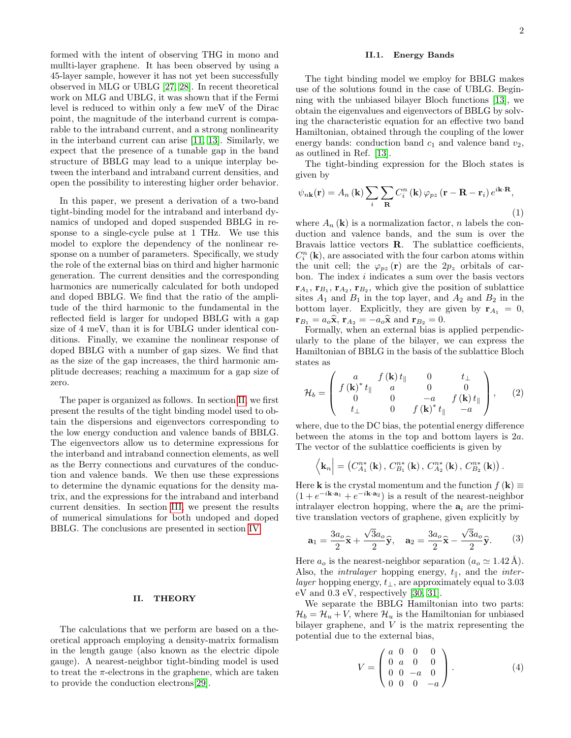formed with the intent of observing THG in mono and mullti-layer graphene. It has been observed by using a 45-layer sample, however it has not yet been successfully observed in MLG or UBLG [27, 28]. In recent theoretical work on MLG and UBLG, it was shown that if the Fermi level is reduced to within only a few meV of the Dirac point, the magnitude of the interband current is comparable to the intraband current, and a strong nonlinearity in the interband current can arise [11, 13]. Similarly, we expect that the presence of a tunable gap in the band structure of BBLG may lead to a unique interplay between the interband and intraband current densities, and open the possibility to interesting higher order behavior.

In this paper, we present a derivation of a two-band tight-binding model for the intraband and interband dynamics of undoped and doped suspended BBLG in response to a single-cycle pulse at 1 THz. We use this model to explore the dependency of the nonlinear response on a number of parameters. Specifically, we study the role of the external bias on third and higher harmonic generation. The current densities and the corresponding harmonics are numerically calculated for both undoped and doped BBLG. We find that the ratio of the amplitude of the third harmonic to the fundamental in the reflected field is larger for undoped BBLG with a gap size of 4 meV, than it is for UBLG under identical conditions. Finally, we examine the nonlinear response of doped BBLG with a number of gap sizes. We find that as the size of the gap increases, the third harmonic amplitude decreases; reaching a maximum for a gap size of zero.

The paper is organized as follows. In section II, we first present the results of the tight binding model used to obtain the dispersions and eigenvectors corresponding to the low energy conduction and valence bands of BBLG. The eigenvectors allow us to determine expressions for the interband and intraband connection elements, as well as the Berry connections and curvatures of the conduction and valence bands. We then use these expressions to determine the dynamic equations for the density matrix, and the expressions for the intraband and interband current densities. In section III, we present the results of numerical simulations for both undoped and doped BBLG. The conclusions are presented in section IV.

## II. THEORY

The calculations that we perform are based on a theoretical approach employing a density-matrix formalism in the length gauge (also known as the electric dipole gauge). A nearest-neighbor tight-binding model is used to treat the $\pi$-electrons in the graphene, which are taken to provide the conduction electrons[29].

### II.1. Energy Bands

The tight binding model we employ for BBLG makes use of the solutions found in the case of UBLG. Beginning with the unbiased bilayer Bloch functions [13], we obtain the eigenvalues and eigenvectors of BBLG by solving the characteristic equation for an effective two band Hamiltonian, obtained through the coupling of the lower energy bands: conduction band $c_1$ and valence band $v_2$, as outlined in Ref. [13].

The tight-binding expression for the Bloch states is given by

$$\psi_{n\mathbf{k}}(\mathbf{r}) = A_n(\mathbf{k}) \sum_i \sum_{\mathbf{R}} C_i^n(\mathbf{k}) \varphi_{pz}(\mathbf{r} - \mathbf{R} - \mathbf{r}_i) e^{i\mathbf{k}\cdot\mathbf{R}}, \tag{1}$$

where $A_n(\mathbf{k})$ is a normalization factor, $n$ labels the conduction and valence bands, and the sum is over the Bravais lattice vectors $\mathbf{R}$. The sublattice coefficients, $C_i^n(\mathbf{k})$, are associated with the four carbon atoms within the unit cell; the $\varphi_{pz}(\mathbf{r})$ are the $2p_z$ orbitals of carbon. The index $i$ indicates a sum over the basis vectors $\mathbf{r}_{A_1}$, $\mathbf{r}_{B_1}$, $\mathbf{r}_{A_2}$, $\mathbf{r}_{B_2}$, which give the position of sublattice sites $A_1$ and $B_1$ in the top layer, and $A_2$ and $B_2$ in the bottom layer. Explicitly, they are given by $\mathbf{r}_{A_1} = 0$, $\mathbf{r}_{B_1} = a_o\widehat{\mathbf{x}}$, $\mathbf{r}_{A_2} = -a_o\widehat{\mathbf{x}}$ and $\mathbf{r}_{B_2} = 0$.

Formally, when an external bias is applied perpendicularly to the plane of the bilayer, we can express the Hamiltonian of BBLG in the basis of the sublattice Bloch states as

$$\mathcal{H}_b = \begin{pmatrix} a & f(\mathbf{k})\, t_\parallel & 0 & t_\perp \\ f(\mathbf{k})^* t_\parallel & a & 0 & 0 \\ 0 & 0 & -a & f(\mathbf{k})\, t_\parallel \\ t_\perp & 0 & f(\mathbf{k})^* t_\parallel & -a \end{pmatrix}, \tag{2}$$

where, due to the DC bias, the potential energy difference between the atoms in the top and bottom layers is $2a$. The vector of the sublattice coefficients is given by

$$\left\langle \mathbf{k}_n \right| = \left( C_{A_1}^{n*}(\mathbf{k}), C_{B_1}^{n*}(\mathbf{k}), C_{A_2}^{n*}(\mathbf{k}), C_{B_2}^{n*}(\mathbf{k}) \right).$$

Here $\mathbf{k}$ is the crystal momentum and the function $f(\mathbf{k}) \equiv (1 + e^{-i\mathbf{k}\cdot\mathbf{a}_1} + e^{-i\mathbf{k}\cdot\mathbf{a}_2})$ is a result of the nearest-neighbor intralayer electron hopping, where the $\mathbf{a}_i$ are the primitive translation vectors of graphene, given explicitly by

$$\mathbf{a}_1 = \frac{3a_o}{2}\widehat{\mathbf{x}} + \frac{\sqrt{3}a_o}{2}\widehat{\mathbf{y}}, \quad \mathbf{a}_2 = \frac{3a_o}{2}\widehat{\mathbf{x}} - \frac{\sqrt{3}a_o}{2}\widehat{\mathbf{y}}. \tag{3}$$

Here $a_o$ is the nearest-neighbor separation ($a_o \simeq 1.42$ Å). Also, the *intralayer* hopping energy, $t_\parallel$, and the *interlayer* hopping energy, $t_\perp$, are approximately equal to 3.03 eV and 0.3 eV, respectively [30, 31].

We separate the BBLG Hamiltonian into two parts: $\mathcal{H}_b = \mathcal{H}_u + V$, where $\mathcal{H}_u$ is the Hamiltonian for unbiased bilayer graphene, and $V$ is the matrix representing the potential due to the external bias,

$$V = \begin{pmatrix} a & 0 & 0 & 0 \\ 0 & a & 0 & 0 \\ 0 & 0 & -a & 0 \\ 0 & 0 & 0 & -a \end{pmatrix}. \tag{4}$$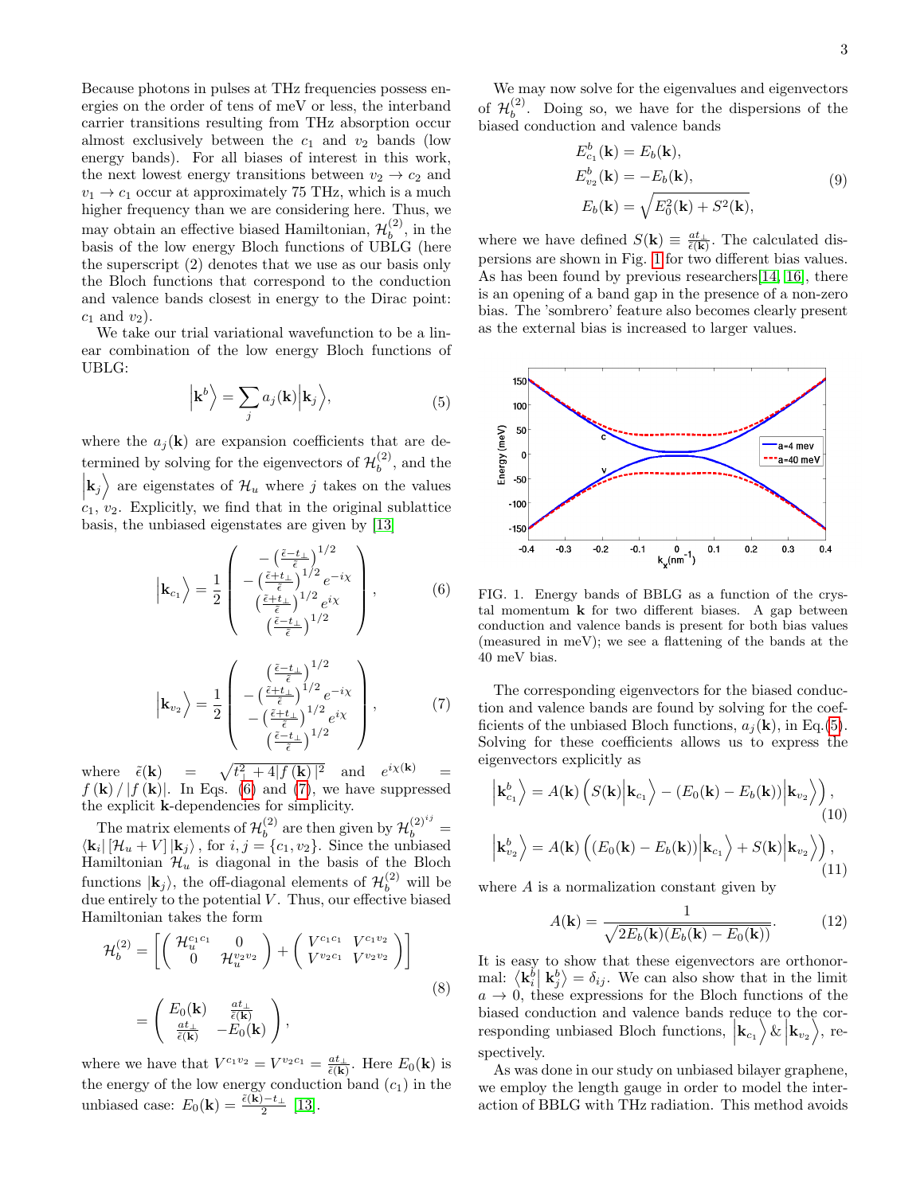Because photons in pulses at THz frequencies possess energies on the order of tens of meV or less, the interband carrier transitions resulting from THz absorption occur almost exclusively between the $c_1$ and $v_2$ bands (low energy bands). For all biases of interest in this work, the next lowest energy transitions between $v_2 \to c_2$ and $v_1 \to c_1$ occur at approximately 75 THz, which is a much higher frequency than we are considering here. Thus, we may obtain an effective biased Hamiltonian, $\mathcal{H}_b^{(2)}$, in the basis of the low energy Bloch functions of UBLG (here the superscript (2) denotes that we use as our basis only the Bloch functions that correspond to the conduction and valence bands closest in energy to the Dirac point: $c_1$ and $v_2$).

We take our trial variational wavefunction to be a linear combination of the low energy Bloch functions of UBLG:

$$\left|\mathbf{k}^b\right\rangle = \sum_j a_j(\mathbf{k})\left|\mathbf{k}_j\right\rangle, \tag{5}$$

where the $a_j(\mathbf{k})$ are expansion coefficients that are determined by solving for the eigenvectors of $\mathcal{H}_b^{(2)}$, and the $\left|\mathbf{k}_j\right\rangle$ are eigenstates of $\mathcal{H}_u$ where $j$ takes on the values $c_1$, $v_2$. Explicitly, we find that in the original sublattice basis, the unbiased eigenstates are given by [13]

$$\left|\mathbf{k}_{c_1}\right\rangle = \frac{1}{2}\begin{pmatrix} -\left(\frac{\tilde{\epsilon}-t_\perp}{\tilde{\epsilon}}\right)^{1/2} \\ -\left(\frac{\tilde{\epsilon}+t_\perp}{\tilde{\epsilon}}\right)^{1/2} e^{-i\chi} \\ \left(\frac{\tilde{\epsilon}+t_\perp}{\tilde{\epsilon}}\right)^{1/2} e^{i\chi} \\ \left(\frac{\tilde{\epsilon}-t_\perp}{\tilde{\epsilon}}\right)^{1/2} \end{pmatrix}, \tag{6}$$

$$\left|\mathbf{k}_{v_2}\right\rangle = \frac{1}{2}\begin{pmatrix} \left(\frac{\tilde{\epsilon}-t_\perp}{\tilde{\epsilon}}\right)^{1/2} \\ -\left(\frac{\tilde{\epsilon}+t_\perp}{\tilde{\epsilon}}\right)^{1/2} e^{-i\chi} \\ -\left(\frac{\tilde{\epsilon}+t_\perp}{\tilde{\epsilon}}\right)^{1/2} e^{i\chi} \\ \left(\frac{\tilde{\epsilon}-t_\perp}{\tilde{\epsilon}}\right)^{1/2} \end{pmatrix}, \tag{7}$$

where $\tilde{\epsilon}(\mathbf{k}) = \sqrt{t_\perp^2 + 4|f(\mathbf{k})|^2}$ and $e^{i\chi(\mathbf{k})} = f(\mathbf{k})/|f(\mathbf{k})|$. In Eqs. (6) and (7), we have suppressed the explicit $\mathbf{k}$-dependencies for simplicity.

The matrix elements of $\mathcal{H}_b^{(2)}$ are then given by $\mathcal{H}_b^{(2)^{ij}} = \langle \mathbf{k}_i | [\mathcal{H}_u + V] | \mathbf{k}_j \rangle$, for $i,j = \{c_1, v_2\}$. Since the unbiased Hamiltonian $\mathcal{H}_u$ is diagonal in the basis of the Bloch functions $|\mathbf{k}_j\rangle$, the off-diagonal elements of $\mathcal{H}_b^{(2)}$ will be due entirely to the potential $V$. Thus, our effective biased Hamiltonian takes the form

$$\begin{aligned}\mathcal{H}_b^{(2)} &= \left[\begin{pmatrix} \mathcal{H}_u^{c_1c_1} & 0 \\ 0 & \mathcal{H}_u^{v_2v_2} \end{pmatrix} + \begin{pmatrix} V^{c_1c_1} & V^{c_1v_2} \\ V^{v_2c_1} & V^{v_2v_2} \end{pmatrix}\right] \\ &= \begin{pmatrix} E_0(\mathbf{k}) & \frac{at_\perp}{\tilde{\epsilon}(\mathbf{k})} \\ \frac{at_\perp}{\tilde{\epsilon}(\mathbf{k})} & -E_0(\mathbf{k}) \end{pmatrix},\end{aligned} \tag{8}$$

where we have that $V^{c_1v_2} = V^{v_2c_1} = \frac{at_\perp}{\tilde{\epsilon}(\mathbf{k})}$. Here $E_0(\mathbf{k})$ is the energy of the low energy conduction band ($c_1$) in the unbiased case: $E_0(\mathbf{k}) = \frac{\tilde{\epsilon}(\mathbf{k})-t_\perp}{2}$ [13].

We may now solve for the eigenvalues and eigenvectors of $\mathcal{H}_b^{(2)}$. Doing so, we have for the dispersions of the biased conduction and valence bands

$$\begin{aligned} E^b_{c_1}(\mathbf{k}) &= E_b(\mathbf{k}), \\ E^b_{v_2}(\mathbf{k}) &= -E_b(\mathbf{k}), \\ E_b(\mathbf{k}) &= \sqrt{E_0^2(\mathbf{k}) + S^2(\mathbf{k})}, \end{aligned} \tag{9}$$

where we have defined $S(\mathbf{k}) \equiv \frac{at_\perp}{\tilde{\epsilon}(\mathbf{k})}$. The calculated dispersions are shown in Fig. 1 for two different bias values. As has been found by previous researchers[14, 16], there is an opening of a band gap in the presence of a non-zero bias. The 'sombrero' feature also becomes clearly present as the external bias is increased to larger values.

FIG. 1. Energy bands of BBLG as a function of the crystal momentum $\mathbf{k}$ for two different biases. A gap between conduction and valence bands is present for both bias values (measured in meV); we see a flattening of the bands at the 40 meV bias.

The corresponding eigenvectors for the biased conduction and valence bands are found by solving for the coefficients of the unbiased Bloch functions, $a_j(\mathbf{k})$, in Eq.(5). Solving for these coefficients allows us to express the eigenvectors explicitly as

$$\left|\mathbf{k}^b_{c_1}\right\rangle = A(\mathbf{k})\left(S(\mathbf{k})\left|\mathbf{k}_{c_1}\right\rangle - (E_0(\mathbf{k}) - E_b(\mathbf{k}))\left|\mathbf{k}_{v_2}\right\rangle\right), \tag{10}$$

$$\left|\mathbf{k}^b_{v_2}\right\rangle = A(\mathbf{k})\left((E_0(\mathbf{k}) - E_b(\mathbf{k}))\left|\mathbf{k}_{c_1}\right\rangle + S(\mathbf{k})\left|\mathbf{k}_{v_2}\right\rangle\right), \tag{11}$$

where $A$ is a normalization constant given by

$$A(\mathbf{k}) = \frac{1}{\sqrt{2E_b(\mathbf{k})(E_b(\mathbf{k}) - E_0(\mathbf{k}))}}. \tag{12}$$

It is easy to show that these eigenvectors are orthonormal: $\left\langle \mathbf{k}^b_i \middle| \mathbf{k}^b_j \right\rangle = \delta_{ij}$. We can also show that in the limit $a \to 0$, these expressions for the Bloch functions of the biased conduction and valence bands reduce to the corresponding unbiased Bloch functions, $\left|\mathbf{k}_{c_1}\right\rangle$ & $\left|\mathbf{k}_{v_2}\right\rangle$, respectively.

As was done in our study on unbiased bilayer graphene, we employ the length gauge in order to model the interaction of BBLG with THz radiation. This method avoids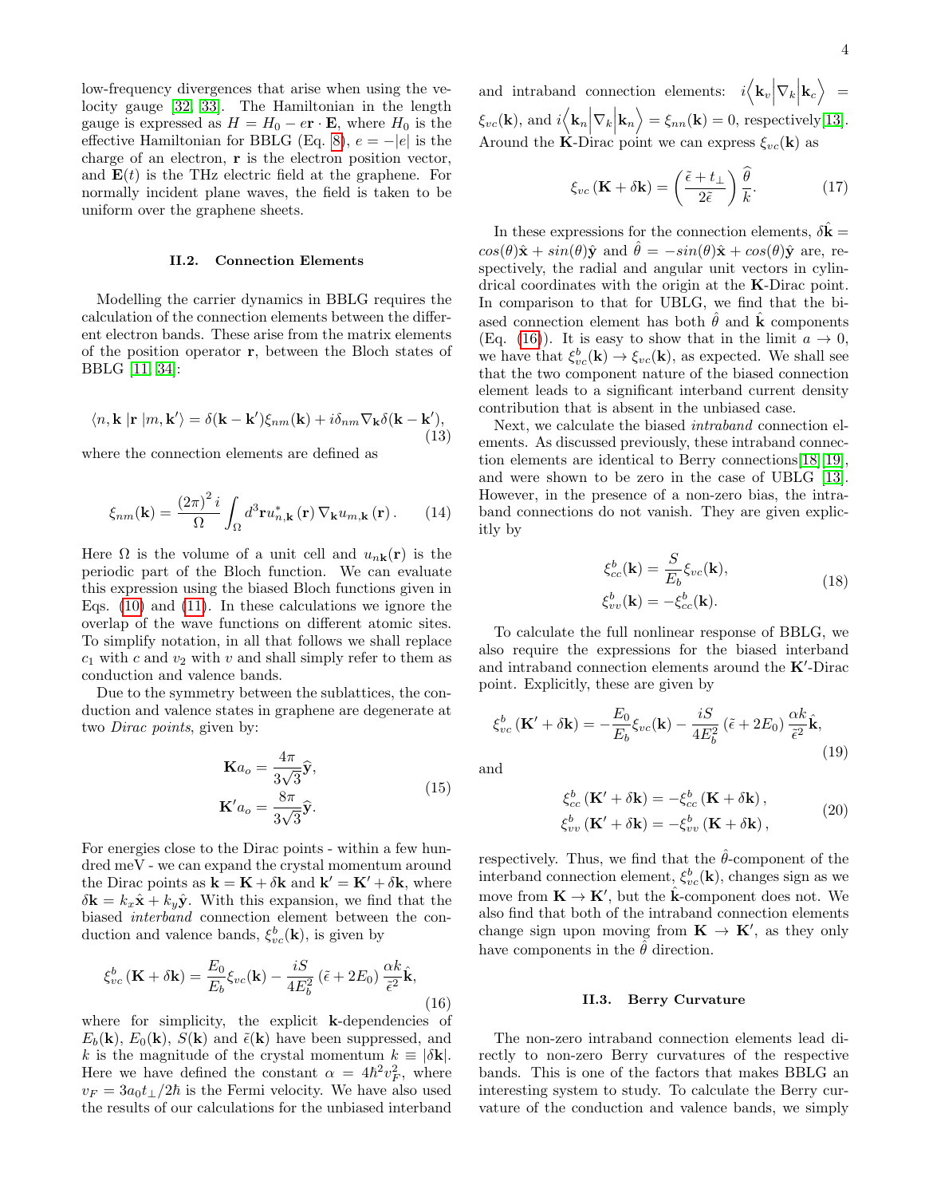low-frequency divergences that arise when using the velocity gauge [32, 33]. The Hamiltonian in the length gauge is expressed as $H = H_0 - e\mathbf{r}\cdot\mathbf{E}$, where $H_0$ is the effective Hamiltonian for BBLG (Eq. 8), $e = -|e|$ is the charge of an electron, $\mathbf{r}$ is the electron position vector, and $\mathbf{E}(t)$ is the THz electric field at the graphene. For normally incident plane waves, the field is taken to be uniform over the graphene sheets.

### II.2. Connection Elements

Modelling the carrier dynamics in BBLG requires the calculation of the connection elements between the different electron bands. These arise from the matrix elements of the position operator $\mathbf{r}$, between the Bloch states of BBLG [11, 34]:

$$\langle n, \mathbf{k}\, |\mathbf{r}|\, m, \mathbf{k}'\rangle = \delta(\mathbf{k}-\mathbf{k}')\xi_{nm}(\mathbf{k}) + i\delta_{nm}\nabla_{\mathbf{k}}\delta(\mathbf{k}-\mathbf{k}'), \tag{13}$$

where the connection elements are defined as

$$\xi_{nm}(\mathbf{k}) = \frac{(2\pi)^2\, i}{\Omega}\int_{\Omega} d^3\mathbf{r}\, u^*_{n,\mathbf{k}}(\mathbf{r})\,\nabla_{\mathbf{k}} u_{m,\mathbf{k}}(\mathbf{r}). \tag{14}$$

Here $\Omega$ is the volume of a unit cell and $u_{n\mathbf{k}}(\mathbf{r})$ is the periodic part of the Bloch function. We can evaluate this expression using the biased Bloch functions given in Eqs. (10) and (11). In these calculations we ignore the overlap of the wave functions on different atomic sites. To simplify notation, in all that follows we shall replace $c_1$ with $c$ and $v_2$ with $v$ and shall simply refer to them as conduction and valence bands.

Due to the symmetry between the sublattices, the conduction and valence states in graphene are degenerate at two *Dirac points*, given by:

$$\begin{aligned}\mathbf{K}a_o &= \frac{4\pi}{3\sqrt{3}}\hat{\mathbf{y}},\\ \mathbf{K}'a_o &= \frac{8\pi}{3\sqrt{3}}\hat{\mathbf{y}}.\end{aligned} \tag{15}$$

For energies close to the Dirac points - within a few hundred meV - we can expand the crystal momentum around the Dirac points as $\mathbf{k} = \mathbf{K} + \delta\mathbf{k}$ and $\mathbf{k}' = \mathbf{K}' + \delta\mathbf{k}$, where $\delta\mathbf{k} = k_x\hat{\mathbf{x}} + k_y\hat{\mathbf{y}}$. With this expansion, we find that the biased *interband* connection element between the conduction and valence bands, $\xi^b_{vc}(\mathbf{k})$, is given by

$$\xi^b_{vc}(\mathbf{K}+\delta\mathbf{k}) = \frac{E_0}{E_b}\xi_{vc}(\mathbf{k}) - \frac{iS}{4E_b^2}\left(\tilde{\epsilon}+2E_0\right)\frac{\alpha k}{\tilde{\epsilon}^2}\hat{\mathbf{k}}, \tag{16}$$

where for simplicity, the explicit $\mathbf{k}$-dependencies of $E_b(\mathbf{k})$, $E_0(\mathbf{k})$, $S(\mathbf{k})$ and $\tilde{\epsilon}(\mathbf{k})$ have been suppressed, and $k$ is the magnitude of the crystal momentum $k \equiv |\delta\mathbf{k}|$. Here we have defined the constant $\alpha = 4\hbar^2 v_F^2$, where $v_F = 3a_0 t_\perp/2\hbar$ is the Fermi velocity. We have also used the results of our calculations for the unbiased interband and intraband connection elements: $i\left\langle \mathbf{k}_v\middle|\nabla_k\middle|\mathbf{k}_c\right\rangle = \xi_{vc}(\mathbf{k})$, and $i\left\langle \mathbf{k}_n\middle|\nabla_k\middle|\mathbf{k}_n\right\rangle = \xi_{nn}(\mathbf{k}) = 0$, respectively[13]. Around the $\mathbf{K}$-Dirac point we can express $\xi_{vc}(\mathbf{k})$ as

$$\xi_{vc}(\mathbf{K}+\delta\mathbf{k}) = \left(\frac{\tilde{\epsilon}+t_\perp}{2\tilde{\epsilon}}\right)\frac{\hat{\theta}}{k}. \tag{17}$$

In these expressions for the connection elements, $\delta\hat{\mathbf{k}} = cos(\theta)\hat{\mathbf{x}} + sin(\theta)\hat{\mathbf{y}}$ and $\hat{\theta} = -sin(\theta)\hat{\mathbf{x}} + cos(\theta)\hat{\mathbf{y}}$ are, respectively, the radial and angular unit vectors in cylindrical coordinates with the origin at the $\mathbf{K}$-Dirac point. In comparison to that for UBLG, we find that the biased connection element has both $\hat{\theta}$ and $\hat{\mathbf{k}}$ components (Eq. (16)). It is easy to show that in the limit $a \to 0$, we have that $\xi^b_{vc}(\mathbf{k}) \to \xi_{vc}(\mathbf{k})$, as expected. We shall see that the two component nature of the biased connection element leads to a significant interband current density contribution that is absent in the unbiased case.

Next, we calculate the biased *intraband* connection elements. As discussed previously, these intraband connection elements are identical to Berry connections[18, 19], and were shown to be zero in the case of UBLG [13]. However, in the presence of a non-zero bias, the intraband connections do not vanish. They are given explicitly by

$$\begin{aligned}\xi^b_{cc}(\mathbf{k}) &= \frac{S}{E_b}\xi_{vc}(\mathbf{k}),\\ \xi^b_{vv}(\mathbf{k}) &= -\xi^b_{cc}(\mathbf{k}).\end{aligned} \tag{18}$$

To calculate the full nonlinear response of BBLG, we also require the expressions for the biased interband and intraband connection elements around the $\mathbf{K}'$-Dirac point. Explicitly, these are given by

$$\xi^b_{vc}(\mathbf{K}'+\delta\mathbf{k}) = -\frac{E_0}{E_b}\xi_{vc}(\mathbf{k}) - \frac{iS}{4E_b^2}\left(\tilde{\epsilon}+2E_0\right)\frac{\alpha k}{\tilde{\epsilon}^2}\hat{\mathbf{k}}, \tag{19}$$

and

$$\begin{aligned}\xi^b_{cc}(\mathbf{K}'+\delta\mathbf{k}) &= -\xi^b_{cc}(\mathbf{K}+\delta\mathbf{k}),\\ \xi^b_{vv}(\mathbf{K}'+\delta\mathbf{k}) &= -\xi^b_{vv}(\mathbf{K}+\delta\mathbf{k}),\end{aligned} \tag{20}$$

respectively. Thus, we find that the $\hat{\theta}$-component of the interband connection element, $\xi^b_{vc}(\mathbf{k})$, changes sign as we move from $\mathbf{K} \to \mathbf{K}'$, but the $\hat{\mathbf{k}}$-component does not. We also find that both of the intraband connection elements change sign upon moving from $\mathbf{K} \to \mathbf{K}'$, as they only have components in the $\hat{\theta}$ direction.

### II.3. Berry Curvature

The non-zero intraband connection elements lead directly to non-zero Berry curvatures of the respective bands. This is one of the factors that makes BBLG an interesting system to study. To calculate the Berry curvature of the conduction and valence bands, we simply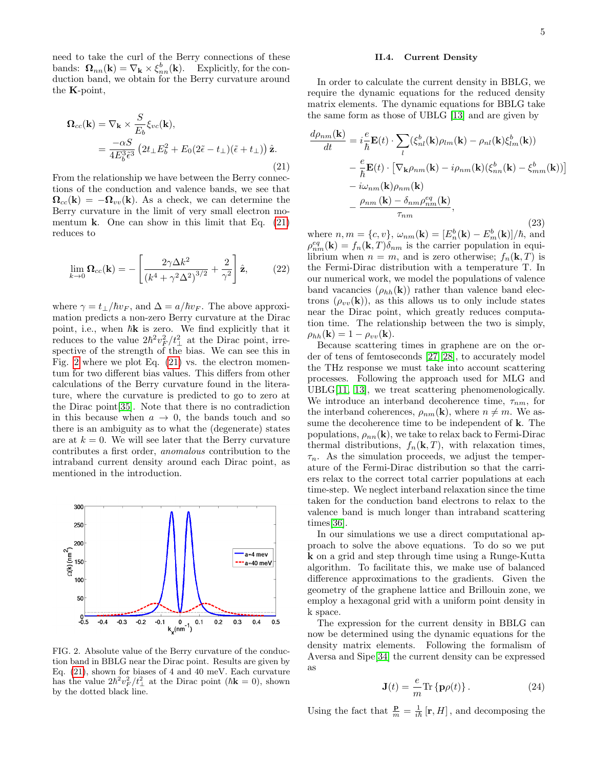need to take the curl of the Berry connections of these bands: $\mathbf{\Omega}_{nn}(\mathbf{k}) = \nabla_{\mathbf{k}} \times \xi^b_{nn}(\mathbf{k})$. Explicitly, for the conduction band, we obtain for the Berry curvature around the $\mathbf{K}$-point,

$$\begin{aligned}\mathbf{\Omega}_{cc}(\mathbf{k}) &= \nabla_{\mathbf{k}} \times \frac{S}{E_b}\xi_{vc}(\mathbf{k}), \\ &= \frac{-\alpha S}{4E_b^3\tilde{\epsilon}^3}\left(2t_\perp E_b^2 + E_0(2\tilde{\epsilon} - t_\perp)(\tilde{\epsilon} + t_\perp)\right)\hat{\mathbf{z}}.\end{aligned} \tag{21}$$

From the relationship we have between the Berry connections of the conduction and valence bands, we see that $\mathbf{\Omega}_{cc}(\mathbf{k}) = -\mathbf{\Omega}_{vv}(\mathbf{k})$. As a check, we can determine the Berry curvature in the limit of very small electron momentum $\mathbf{k}$. One can show in this limit that Eq. (21) reduces to

$$\lim_{k\to 0}\mathbf{\Omega}_{cc}(\mathbf{k}) = -\left[\frac{2\gamma\Delta k^2}{(k^4 + \gamma^2\Delta^2)^{3/2}} + \frac{2}{\gamma^2}\right]\hat{\mathbf{z}}, \tag{22}$$

where $\gamma = t_\perp/\hbar v_F$, and $\Delta = a/\hbar v_F$. The above approximation predicts a non-zero Berry curvature at the Dirac point, i.e., when $\hbar\mathbf{k}$ is zero. We find explicitly that it reduces to the value $2\hbar^2 v_F^2/t_\perp^2$ at the Dirac point, irrespective of the strength of the bias. We can see this in Fig. 2 where we plot Eq. (21) vs. the electron momentum for two different bias values. This differs from other calculations of the Berry curvature found in the literature, where the curvature is predicted to go to zero at the Dirac point[35]. Note that there is no contradiction in this because when $a \to 0$, the bands touch and so there is an ambiguity as to what the (degenerate) states are at $k = 0$. We will see later that the Berry curvature contributes a first order, *anomalous* contribution to the intraband current density around each Dirac point, as mentioned in the introduction.

FIG. 2. Absolute value of the Berry curvature of the conduction band in BBLG near the Dirac point. Results are given by Eq. (21), shown for biases of 4 and 40 meV. Each curvature has the value $2\hbar^2 v_F^2/t_\perp^2$ at the Dirac point ($\hbar\mathbf{k} = 0$), shown by the dotted black line.

### II.4. Current Density

In order to calculate the current density in BBLG, we require the dynamic equations for the reduced density matrix elements. The dynamic equations for BBLG take the same form as those of UBLG [13] and are given by

$$\begin{aligned}\frac{d\rho_{nm}(\mathbf{k})}{dt} &= i\frac{e}{\hbar}\mathbf{E}(t)\cdot\sum_l(\xi^b_{nl}(\mathbf{k})\rho_{lm}(\mathbf{k}) - \rho_{nl}(\mathbf{k})\xi^b_{lm}(\mathbf{k})) \\ &\quad - \frac{e}{\hbar}\mathbf{E}(t)\cdot\left[\nabla_{\mathbf{k}}\rho_{nm}(\mathbf{k}) - i\rho_{nm}(\mathbf{k})(\xi^b_{nn}(\mathbf{k}) - \xi^b_{mm}(\mathbf{k}))\right] \\ &\quad - i\omega_{nm}(\mathbf{k})\rho_{nm}(\mathbf{k}) \\ &\quad - \frac{\rho_{nm}(\mathbf{k}) - \delta_{nm}\rho^{eq}_{nm}(\mathbf{k})}{\tau_{nm}},\end{aligned} \tag{23}$$

where $n, m = \{c, v\}$, $\omega_{nm}(\mathbf{k}) = [E^b_n(\mathbf{k}) - E^b_m(\mathbf{k})]/\hbar$, and $\rho^{eq}_{nm}(\mathbf{k}) = f_n(\mathbf{k}, T)\delta_{nm}$ is the carrier population in equilibrium when $n = m$, and is zero otherwise; $f_n(\mathbf{k}, T)$ is the Fermi-Dirac distribution with a temperature T. In our numerical work, we model the populations of valence band vacancies ($\rho_{hh}(\mathbf{k})$) rather than valence band electrons ($\rho_{vv}(\mathbf{k})$), as this allows us to only include states near the Dirac point, which greatly reduces computation time. The relationship between the two is simply, $\rho_{hh}(\mathbf{k}) = 1 - \rho_{vv}(\mathbf{k})$.

Because scattering times in graphene are on the order of tens of femtoseconds [27][28], to accurately model the THz response we must take into account scattering processes. Following the approach used for MLG and UBLG[11, 13], we treat scattering phenomenologically. We introduce an interband decoherence time, $\tau_{nm}$, for the interband coherences, $\rho_{nm}(\mathbf{k})$, where $n \neq m$. We assume the decoherence time to be independent of $\mathbf{k}$. The populations, $\rho_{nn}(\mathbf{k})$, we take to relax back to Fermi-Dirac thermal distributions, $f_n(\mathbf{k}, T)$, with relaxation times, $\tau_n$. As the simulation proceeds, we adjust the temperature of the Fermi-Dirac distribution so that the carriers relax to the correct total carrier populations at each time-step. We neglect interband relaxation since the time taken for the conduction band electrons to relax to the valence band is much longer than intraband scattering times[36].

In our simulations we use a direct computational approach to solve the above equations. To do so we put $\mathbf{k}$ on a grid and step through time using a Runge-Kutta algorithm. To facilitate this, we make use of balanced difference approximations to the gradients. Given the geometry of the graphene lattice and Brillouin zone, we employ a hexagonal grid with a uniform point density in k space.

The expression for the current density in BBLG can now be determined using the dynamic equations for the density matrix elements. Following the formalism of Aversa and Sipe[34] the current density can be expressed as

$$\mathbf{J}(t) = \frac{e}{m}\mathrm{Tr}\left\{\mathbf{p}\rho(t)\right\}. \tag{24}$$

Using the fact that $\frac{\mathbf{p}}{m} = \frac{1}{i\hbar}\left[\mathbf{r}, H\right]$, and decomposing the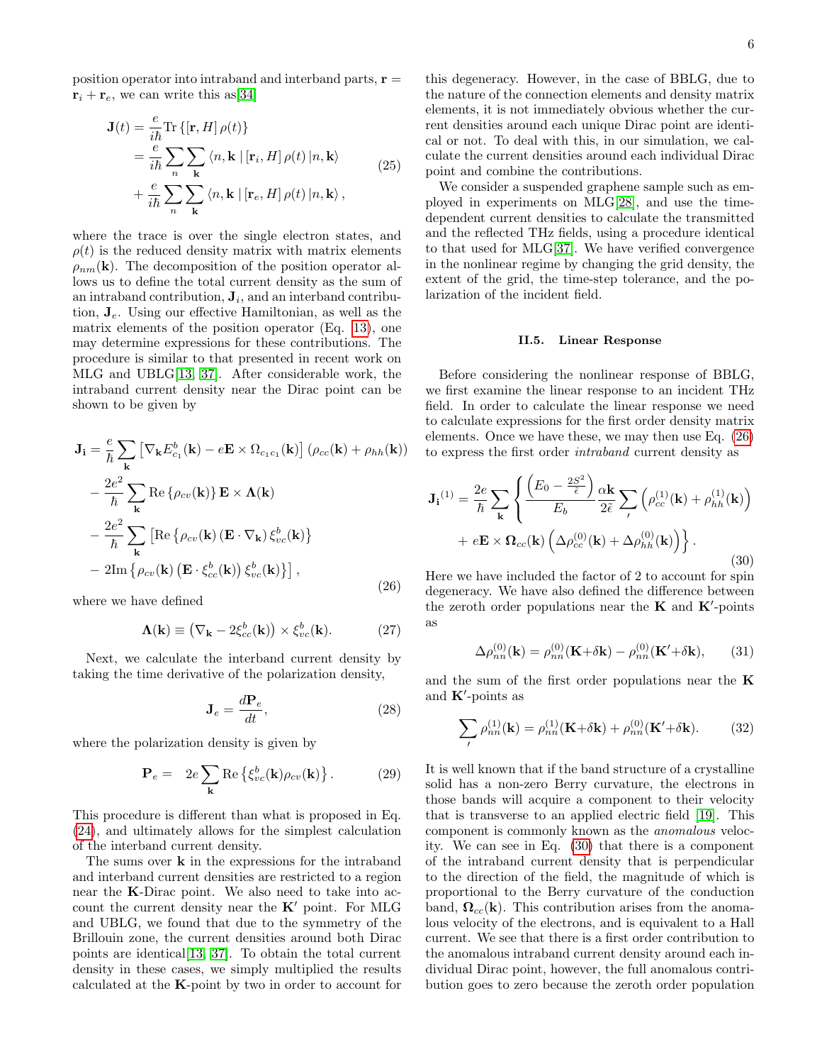position operator into intraband and interband parts, $\mathbf{r} = \mathbf{r}_i + \mathbf{r}_e$, we can write this as[34]

$$
\begin{aligned}
\mathbf{J}(t) &= \frac{e}{i\hbar}\mathrm{Tr}\left\{[\mathbf{r}, H]\,\rho(t)\right\} \\
&= \frac{e}{i\hbar}\sum_n \sum_{\mathbf{k}} \langle n, \mathbf{k} \mid [\mathbf{r}_i, H]\,\rho(t)\,| n, \mathbf{k}\rangle \\
&+ \frac{e}{i\hbar}\sum_n \sum_{\mathbf{k}} \langle n, \mathbf{k} \mid [\mathbf{r}_e, H]\,\rho(t)\,| n, \mathbf{k}\rangle ,
\end{aligned}
\tag{25}
$$

where the trace is over the single electron states, and $\rho(t)$ is the reduced density matrix with matrix elements $\rho_{nm}(\mathbf{k})$. The decomposition of the position operator allows us to define the total current density as the sum of an intraband contribution, $\mathbf{J}_i$, and an interband contribution, $\mathbf{J}_e$. Using our effective Hamiltonian, as well as the matrix elements of the position operator (Eq. 13), one may determine expressions for these contributions. The procedure is similar to that presented in recent work on MLG and UBLG[13, 37]. After considerable work, the intraband current density near the Dirac point can be shown to be given by

$$
\begin{aligned}
\mathbf{J_i} &= \frac{e}{\hbar}\sum_{\mathbf{k}}\left[\nabla_{\mathbf{k}}E^b_{c_1}(\mathbf{k}) - e\mathbf{E}\times\Omega_{c_1c_1}(\mathbf{k})\right]\left(\rho_{cc}(\mathbf{k}) + \rho_{hh}(\mathbf{k})\right) \\
&- \frac{2e^2}{\hbar}\sum_{\mathbf{k}}\mathrm{Re}\left\{\rho_{cv}(\mathbf{k})\right\}\mathbf{E}\times\mathbf{\Lambda}(\mathbf{k}) \\
&- \frac{2e^2}{\hbar}\sum_{\mathbf{k}}\left[\mathrm{Re}\left\{\rho_{cv}(\mathbf{k})\left(\mathbf{E}\cdot\nabla_{\mathbf{k}}\right)\xi^b_{vc}(\mathbf{k})\right\}\right. \\
&- \left. 2\mathrm{Im}\left\{\rho_{cv}(\mathbf{k})\left(\mathbf{E}\cdot\xi^b_{cc}(\mathbf{k})\right)\xi^b_{vc}(\mathbf{k})\right\}\right],
\end{aligned}
\tag{26}
$$

where we have defined

$$
\mathbf{\Lambda}(\mathbf{k}) \equiv \left(\nabla_{\mathbf{k}} - 2\xi^b_{cc}(\mathbf{k})\right)\times\xi^b_{vc}(\mathbf{k}). \tag{27}
$$

Next, we calculate the interband current density by taking the time derivative of the polarization density,

$$
\mathbf{J}_e = \frac{d\mathbf{P}_e}{dt}, \tag{28}
$$

where the polarization density is given by

$$
\mathbf{P}_e = \quad 2e\sum_{\mathbf{k}}\mathrm{Re}\left\{\xi^b_{vc}(\mathbf{k})\rho_{cv}(\mathbf{k})\right\}. \tag{29}
$$

This procedure is different than what is proposed in Eq. (24), and ultimately allows for the simplest calculation of the interband current density.

The sums over $\mathbf{k}$ in the expressions for the intraband and interband current densities are restricted to a region near the $\mathbf{K}$-Dirac point. We also need to take into account the current density near the $\mathbf{K}'$ point. For MLG and UBLG, we found that due to the symmetry of the Brillouin zone, the current densities around both Dirac points are identical[13, 37]. To obtain the total current density in these cases, we simply multiplied the results calculated at the $\mathbf{K}$-point by two in order to account for this degeneracy. However, in the case of BBLG, due to the nature of the connection elements and density matrix elements, it is not immediately obvious whether the current densities around each unique Dirac point are identical or not. To deal with this, in our simulation, we calculate the current densities around each individual Dirac point and combine the contributions.

We consider a suspended graphene sample such as employed in experiments on MLG[28], and use the time-dependent current densities to calculate the transmitted and the reflected THz fields, using a procedure identical to that used for MLG[37]. We have verified convergence in the nonlinear regime by changing the grid density, the extent of the grid, the time-step tolerance, and the polarization of the incident field.

### II.5. Linear Response

Before considering the nonlinear response of BBLG, we first examine the linear response to an incident THz field. In order to calculate the linear response we need to calculate expressions for the first order density matrix elements. Once we have these, we may then use Eq. (26) to express the first order *intraband* current density as

$$
\begin{aligned}
\mathbf{J_i}^{(1)} &= \frac{2e}{\hbar}\sum_{\mathbf{k}}\left\{\frac{\left(E_0 - \frac{2S^2}{\bar{\epsilon}}\right)}{E_b}\frac{\alpha\mathbf{k}}{2\bar{\epsilon}}\sum_{\prime}\left(\rho^{(1)}_{cc}(\mathbf{k}) + \rho^{(1)}_{hh}(\mathbf{k})\right)\right. \\
&+ \left. e\mathbf{E}\times\mathbf{\Omega}_{cc}(\mathbf{k})\left(\Delta\rho^{(0)}_{cc}(\mathbf{k}) + \Delta\rho^{(0)}_{hh}(\mathbf{k})\right)\right\}.
\end{aligned}
\tag{30}
$$

Here we have included the factor of 2 to account for spin degeneracy. We have also defined the difference between the zeroth order populations near the $\mathbf{K}$ and $\mathbf{K}'$-points as

$$
\Delta\rho^{(0)}_{nn}(\mathbf{k}) = \rho^{(0)}_{nn}(\mathbf{K}+\delta\mathbf{k}) - \rho^{(0)}_{nn}(\mathbf{K}'+\delta\mathbf{k}), \tag{31}
$$

and the sum of the first order populations near the $\mathbf{K}$ and $\mathbf{K}'$-points as

$$
\sum_{\prime}\rho^{(1)}_{nn}(\mathbf{k}) = \rho^{(1)}_{nn}(\mathbf{K}+\delta\mathbf{k}) + \rho^{(0)}_{nn}(\mathbf{K}'+\delta\mathbf{k}). \tag{32}
$$

It is well known that if the band structure of a crystalline solid has a non-zero Berry curvature, the electrons in those bands will acquire a component to their velocity that is transverse to an applied electric field [19]. This component is commonly known as the *anomalous* velocity. We can see in Eq. (30) that there is a component of the intraband current density that is perpendicular to the direction of the field, the magnitude of which is proportional to the Berry curvature of the conduction band, $\mathbf{\Omega}_{cc}(\mathbf{k})$. This contribution arises from the anomalous velocity of the electrons, and is equivalent to a Hall current. We see that there is a first order contribution to the anomalous intraband current density around each individual Dirac point, however, the full anomalous contribution goes to zero because the zeroth order population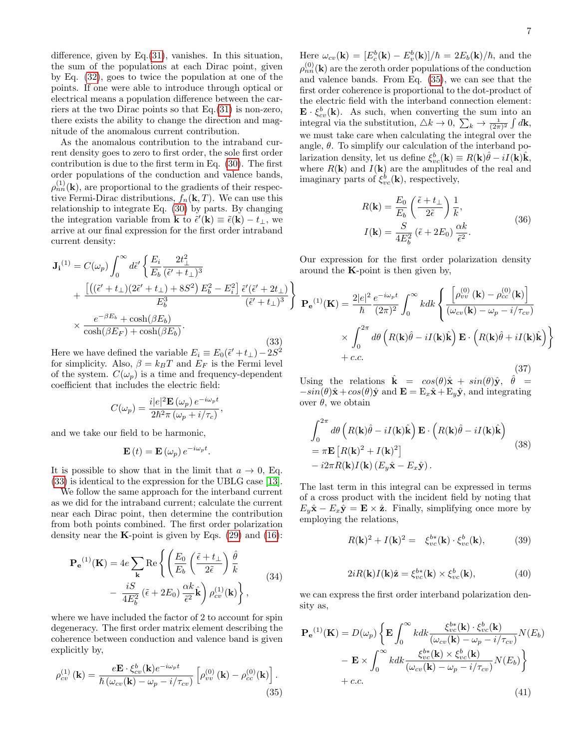difference, given by Eq.(31), vanishes. In this situation, the sum of the populations at each Dirac point, given by Eq. (32), goes to twice the population at one of the points. If one were able to introduce through optical or electrical means a population difference between the carriers at the two Dirac points so that Eq.(31) is non-zero, there exists the ability to change the direction and magnitude of the anomalous current contribution.

As the anomalous contribution to the intraband current density goes to zero to first order, the sole first order contribution is due to the first term in Eq. (30). The first order populations of the conduction and valence bands, $\rho_{nn}^{(1)}(\mathbf{k})$, are proportional to the gradients of their respective Fermi-Dirac distributions, $f_n(\mathbf{k},T)$. We can use this relationship to integrate Eq. (30) by parts. By changing the integration variable from $\mathbf{k}$ to $\tilde{\epsilon}'(\mathbf{k}) \equiv \tilde{\epsilon}(\mathbf{k}) - t_\perp$, we arrive at our final expression for the first order intraband current density:

$$
\begin{aligned}
\mathbf{J_i}^{(1)} = C(\omega_p) \int_0^\infty d\tilde{\epsilon}' &\left\{ \frac{E_i}{E_b} \frac{2t_\perp^2}{(\tilde{\epsilon}'+t_\perp)^3} \right. \\
&+ \left. \frac{\left[\left((\tilde{\epsilon}'+t_\perp)(2\tilde{\epsilon}'+t_\perp)+8S^2\right)E_b^2 - E_i^2\right]}{E_b^3} \frac{\tilde{\epsilon}'(\tilde{\epsilon}'+2t_\perp)}{(\tilde{\epsilon}'+t_\perp)^3} \right\} \\
&\times \frac{e^{-\beta E_b} + \cosh(\beta E_b)}{\cosh(\beta E_F) + \cosh(\beta E_b)}.
\end{aligned} \tag{33}
$$

Here we have defined the variable $E_i \equiv E_0(\tilde{\epsilon}'+t_\perp) - 2S^2$ for simplicity. Also, $\beta = k_B T$ and $E_F$ is the Fermi level of the system. $C(\omega_p)$ is a time and frequency-dependent coefficient that includes the electric field:

$$
C(\omega_p) = \frac{i|e|^2 \mathbf{E}(\omega_p) e^{-i\omega_p t}}{2\hbar^2 \pi (\omega_p + i/\tau_c)},
$$

and we take our field to be harmonic,

$$
\mathbf{E}(t) = \mathbf{E}(\omega_p) e^{-i\omega_p t}.
$$

It is possible to show that in the limit that $a \to 0$, Eq. (33) is identical to the expression for the UBLG case [13].

We follow the same approach for the interband current as we did for the intraband current; calculate the current near each Dirac point, then determine the contribution from both points combined. The first order polarization density near the $\mathbf{K}$-point is given by Eqs. (29) and (16):

$$
\begin{aligned}
\mathbf{P_e}^{(1)}(\mathbf{K}) = 4e \sum_{\mathbf{k}} \mathrm{Re} &\left\{ \left( \frac{E_0}{E_b} \left( \frac{\tilde{\epsilon}+t_\perp}{2\tilde{\epsilon}} \right) \frac{\hat{\theta}}{k} \right. \right. \\
&- \left. \left. \frac{iS}{4E_b^2} (\tilde{\epsilon}+2E_0) \frac{\alpha k}{\tilde{\epsilon}^2} \hat{\mathbf{k}} \right) \rho_{cv}^{(1)}(\mathbf{k}) \right\},
\end{aligned} \tag{34}
$$

where we have included the factor of 2 to account for spin degeneracy. The first order matrix element describing the coherence between conduction and valence band is given explicitly by,

$$
\rho_{cv}^{(1)}(\mathbf{k}) = \frac{e\mathbf{E} \cdot \xi_{cv}^b(\mathbf{k}) e^{-i\omega_p t}}{\hbar (\omega_{cv}(\mathbf{k}) - \omega_p - i/\tau_{cv})} \left[ \rho_{vv}^{(0)}(\mathbf{k}) - \rho_{cc}^{(0)}(\mathbf{k}) \right]. \tag{35}
$$

Here $\omega_{cv}(\mathbf{k}) = [E_c^b(\mathbf{k}) - E_v^b(\mathbf{k})]/\hbar = 2E_b(\mathbf{k})/\hbar$, and the $\rho_{nn}^{(0)}(\mathbf{k})$ are the zeroth order populations of the conduction and valence bands. From Eq. (35), we can see that the first order coherence is proportional to the dot-product of the electric field with the interband connection element: $\mathbf{E} \cdot \xi_{cv}^b(\mathbf{k})$. As such, when converting the sum into an integral via the substitution, $\triangle k \to 0$, $\sum_k \to \frac{1}{(2\pi)^2} \int d\mathbf{k}$, we must take care when calculating the integral over the angle, $\theta$. To simplify our calculation of the interband polarization density, let us define $\xi_{vc}^b(\mathbf{k}) \equiv R(\mathbf{k})\hat{\theta} - iI(\mathbf{k})\hat{\mathbf{k}}$, where $R(\mathbf{k})$ and $I(\mathbf{k})$ are the amplitudes of the real and imaginary parts of $\xi_{vc}^b(\mathbf{k})$, respectively,

$$
\begin{aligned}
R(\mathbf{k}) &= \frac{E_0}{E_b} \left( \frac{\tilde{\epsilon}+t_\perp}{2\tilde{\epsilon}} \right) \frac{1}{k}, \\
I(\mathbf{k}) &= \frac{S}{4E_b^2} (\tilde{\epsilon}+2E_0) \frac{\alpha k}{\tilde{\epsilon}^2}.
\end{aligned} \tag{36}
$$

Our expression for the first order polarization density around the $\mathbf{K}$-point is then given by,

$$
\begin{aligned}
\mathbf{P_e}^{(1)}(\mathbf{K}) = \frac{2|e|^2}{\hbar} \frac{e^{-i\omega_p t}}{(2\pi)^2} \int_0^\infty kdk &\left\{ \frac{\left[\rho_{vv}^{(0)}(\mathbf{k}) - \rho_{cc}^{(0)}(\mathbf{k})\right]}{(\omega_{cv}(\mathbf{k}) - \omega_p - i/\tau_{cv})} \right. \\
&\times \left. \int_0^{2\pi} d\theta \left( R(\mathbf{k})\hat{\theta} - iI(\mathbf{k})\hat{\mathbf{k}} \right) \mathbf{E} \cdot \left( R(\mathbf{k})\hat{\theta} + iI(\mathbf{k})\hat{\mathbf{k}} \right) \right\} \\
&+ c.c.
\end{aligned} \tag{37}
$$

Using the relations $\hat{\mathbf{k}} = cos(\theta)\hat{\mathbf{x}} + sin(\theta)\hat{\mathbf{y}}$, $\hat{\theta} = -sin(\theta)\hat{\mathbf{x}} + cos(\theta)\hat{\mathbf{y}}$ and $\mathbf{E} = \mathrm{E}_x\hat{\mathbf{x}} + \mathrm{E}_y\hat{\mathbf{y}}$, and integrating over $\theta$, we obtain

$$
\begin{aligned}
&\int_0^{2\pi} d\theta \left( R(\mathbf{k})\hat{\theta} - iI(\mathbf{k})\hat{\mathbf{k}} \right) \mathbf{E} \cdot \left( R(\mathbf{k})\hat{\theta} - iI(\mathbf{k})\hat{\mathbf{k}} \right) \\
&= \pi \mathbf{E} \left[ R(\mathbf{k})^2 + I(\mathbf{k})^2 \right] \\
&- i2\pi R(\mathbf{k}) I(\mathbf{k}) \left( E_y\hat{\mathbf{x}} - E_x\hat{\mathbf{y}} \right).
\end{aligned} \tag{38}
$$

The last term in this integral can be expressed in terms of a cross product with the incident field by noting that $E_y\hat{\mathbf{x}} - E_x\hat{\mathbf{y}} = \mathbf{E} \times \hat{\mathbf{z}}$. Finally, simplifying once more by employing the relations,

$$
R(\mathbf{k})^2 + I(\mathbf{k})^2 = \xi_{vc}^{b*}(\mathbf{k}) \cdot \xi_{vc}^b(\mathbf{k}), \tag{39}
$$

$$
2iR(\mathbf{k})I(\mathbf{k})\hat{\mathbf{z}} = \xi_{vc}^{b*}(\mathbf{k}) \times \xi_{vc}^b(\mathbf{k}), \tag{40}
$$

we can express the first order interband polarization density as,

$$
\begin{aligned}
\mathbf{P_e}^{(1)}(\mathbf{K}) = D(\omega_p) &\left\{ \mathbf{E} \int_0^\infty kdk \frac{\xi_{vc}^{b*}(\mathbf{k}) \cdot \xi_{vc}^b(\mathbf{k})}{(\omega_{cv}(\mathbf{k}) - \omega_p - i/\tau_{cv})} N(E_b) \right. \\
&- \left. \mathbf{E} \times \int_0^\infty kdk \frac{\xi_{vc}^{b*}(\mathbf{k}) \times \xi_{vc}^b(\mathbf{k})}{(\omega_{cv}(\mathbf{k}) - \omega_p - i/\tau_{cv})} N(E_b) \right\} \\
&+ c.c.
\end{aligned} \tag{41}
$$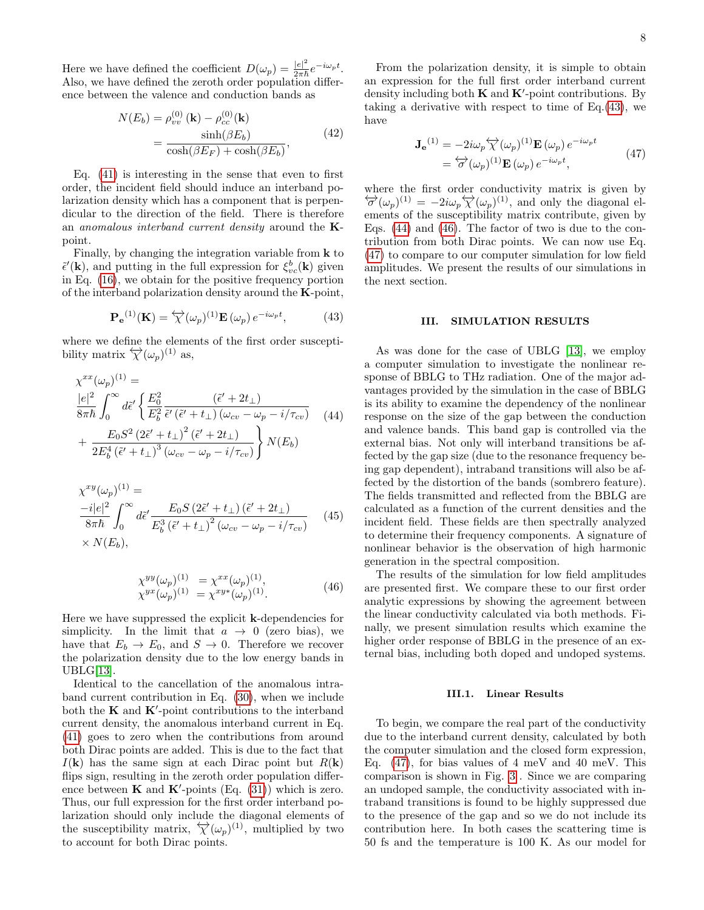Here we have defined the coefficient $D(\omega_p) = \frac{|e|^2}{2\pi\hbar}e^{-i\omega_p t}$. Also, we have defined the zeroth order population difference between the valence and conduction bands as

$$
\begin{aligned}
N(E_b) &= \rho_{vv}^{(0)}(\mathbf{k}) - \rho_{cc}^{(0)}(\mathbf{k}) \\
&= \frac{\sinh(\beta E_b)}{\cosh(\beta E_F) + \cosh(\beta E_b)},
\end{aligned} \tag{42}
$$

Eq. (41) is interesting in the sense that even to first order, the incident field should induce an interband polarization density which has a component that is perpendicular to the direction of the field. There is therefore an *anomalous interband current density* around the $\mathbf{K}$-point.

Finally, by changing the integration variable from $\mathbf{k}$ to $\tilde{\epsilon}'(\mathbf{k})$, and putting in the full expression for $\xi_{vc}^{b}(\mathbf{k})$ given in Eq. (16), we obtain for the positive frequency portion of the interband polarization density around the $\mathbf{K}$-point,

$$
\mathbf{P_e}^{(1)}(\mathbf{K}) = \overleftrightarrow{\chi}(\omega_p)^{(1)}\mathbf{E}(\omega_p)\,e^{-i\omega_p t}, \tag{43}
$$

where we define the elements of the first order susceptibility matrix $\overleftrightarrow{\chi}(\omega_p)^{(1)}$ as,

$$
\begin{aligned}
&\chi^{xx}(\omega_p)^{(1)} = \\
&\frac{|e|^2}{8\pi\hbar}\int_0^\infty d\tilde{\epsilon}'\left\{\frac{E_0^2}{E_b^2}\frac{(\tilde{\epsilon}'+2t_\perp)}{\tilde{\epsilon}'(\tilde{\epsilon}'+t_\perp)(\omega_{cv}-\omega_p-i/\tau_{cv})}\right. \\
&\left.+\frac{E_0 S^2(2\tilde{\epsilon}'+t_\perp)^2(\tilde{\epsilon}'+2t_\perp)}{2E_b^4(\tilde{\epsilon}'+t_\perp)^3(\omega_{cv}-\omega_p-i/\tau_{cv})}\right\}N(E_b)
\end{aligned} \tag{44}
$$

$$
\begin{aligned}
&\chi^{xy}(\omega_p)^{(1)} = \\
&\frac{-i|e|^2}{8\pi\hbar}\int_0^\infty d\tilde{\epsilon}'\frac{E_0 S(2\tilde{\epsilon}'+t_\perp)(\tilde{\epsilon}'+2t_\perp)}{E_b^3(\tilde{\epsilon}'+t_\perp)^2(\omega_{cv}-\omega_p-i/\tau_{cv})} \\
&\times N(E_b),
\end{aligned} \tag{45}
$$

$$
\begin{aligned}
\chi^{yy}(\omega_p)^{(1)} &= \chi^{xx}(\omega_p)^{(1)}, \\
\chi^{yx}(\omega_p)^{(1)} &= \chi^{xy*}(\omega_p)^{(1)}.
\end{aligned} \tag{46}
$$

Here we have suppressed the explicit $\mathbf{k}$-dependencies for simplicity. In the limit that $a \to 0$ (zero bias), we have that $E_b \to E_0$, and $S \to 0$. Therefore we recover the polarization density due to the low energy bands in UBLG[13].

Identical to the cancellation of the anomalous intraband current contribution in Eq. (30), when we include both the $\mathbf{K}$ and $\mathbf{K}'$-point contributions to the interband current density, the anomalous interband current in Eq. (41) goes to zero when the contributions from around both Dirac points are added. This is due to the fact that $I(\mathbf{k})$ has the same sign at each Dirac point but $R(\mathbf{k})$ flips sign, resulting in the zeroth order population difference between $\mathbf{K}$ and $\mathbf{K}'$-points (Eq. (31)) which is zero. Thus, our full expression for the first order interband polarization should only include the diagonal elements of the susceptibility matrix, $\overleftrightarrow{\chi}(\omega_p)^{(1)}$, multiplied by two to account for both Dirac points.

From the polarization density, it is simple to obtain an expression for the full first order interband current density including both $\mathbf{K}$ and $\mathbf{K}'$-point contributions. By taking a derivative with respect to time of Eq.(43), we have

$$
\begin{aligned}
\mathbf{J_e}^{(1)} &= -2i\omega_p\overleftrightarrow{\chi}(\omega_p)^{(1)}\mathbf{E}(\omega_p)\,e^{-i\omega_p t} \\
&= \overleftrightarrow{\sigma}(\omega_p)^{(1)}\mathbf{E}(\omega_p)\,e^{-i\omega_p t},
\end{aligned} \tag{47}
$$

where the first order conductivity matrix is given by $\overleftrightarrow{\sigma}(\omega_p)^{(1)} = -2i\omega_p\overleftrightarrow{\chi}(\omega_p)^{(1)}$, and only the diagonal elements of the susceptibility matrix contribute, given by Eqs. (44) and (46). The factor of two is due to the contribution from both Dirac points. We can now use Eq. (47) to compare to our computer simulation for low field amplitudes. We present the results of our simulations in the next section.

## III. SIMULATION RESULTS

As was done for the case of UBLG [13], we employ a computer simulation to investigate the nonlinear response of BBLG to THz radiation. One of the major advantages provided by the simulation in the case of BBLG is its ability to examine the dependency of the nonlinear response on the size of the gap between the conduction and valence bands. This band gap is controlled via the external bias. Not only will interband transitions be affected by the gap size (due to the resonance frequency being gap dependent), intraband transitions will also be affected by the distortion of the bands (sombrero feature). The fields transmitted and reflected from the BBLG are calculated as a function of the current densities and the incident field. These fields are then spectrally analyzed to determine their frequency components. A signature of nonlinear behavior is the observation of high harmonic generation in the spectral composition.

The results of the simulation for low field amplitudes are presented first. We compare these to our first order analytic expressions by showing the agreement between the linear conductivity calculated via both methods. Finally, we present simulation results which examine the higher order response of BBLG in the presence of an external bias, including both doped and undoped systems.

### III.1. Linear Results

To begin, we compare the real part of the conductivity due to the interband current density, calculated by both the computer simulation and the closed form expression, Eq. (47), for bias values of 4 meV and 40 meV. This comparison is shown in Fig. 3 . Since we are comparing an undoped sample, the conductivity associated with intraband transitions is found to be highly suppressed due to the presence of the gap and so we do not include its contribution here. In both cases the scattering time is 50 fs and the temperature is 100 K. As our model for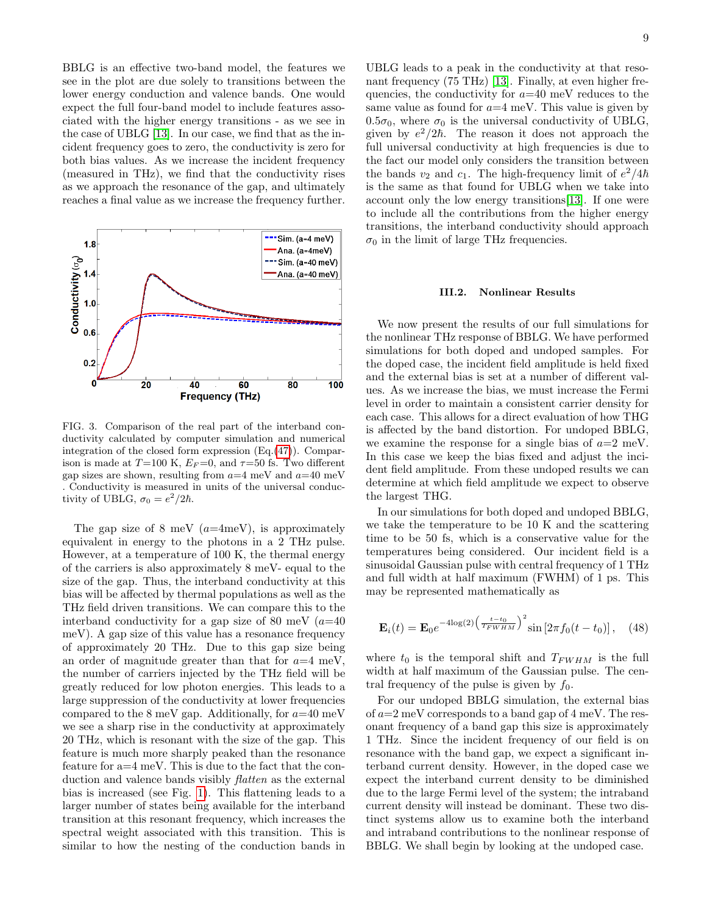BBLG is an effective two-band model, the features we see in the plot are due solely to transitions between the lower energy conduction and valence bands. One would expect the full four-band model to include features associated with the higher energy transitions - as we see in the case of UBLG [13]. In our case, we find that as the incident frequency goes to zero, the conductivity is zero for both bias values. As we increase the incident frequency (measured in THz), we find that the conductivity rises as we approach the resonance of the gap, and ultimately reaches a final value as we increase the frequency further.

FIG. 3. Comparison of the real part of the interband conductivity calculated by computer simulation and numerical integration of the closed form expression (Eq.(47)). Comparison is made at $T$=100 K, $E_F$=0, and $\tau$=50 fs. Two different gap sizes are shown, resulting from $a$=4 meV and $a$=40 meV . Conductivity is measured in units of the universal conductivity of UBLG, $\sigma_0 = e^2/2\hbar$.

The gap size of 8 meV ($a$=4meV), is approximately equivalent in energy to the photons in a 2 THz pulse. However, at a temperature of 100 K, the thermal energy of the carriers is also approximately 8 meV- equal to the size of the gap. Thus, the interband conductivity at this bias will be affected by thermal populations as well as the THz field driven transitions. We can compare this to the interband conductivity for a gap size of 80 meV ($a$=40 meV). A gap size of this value has a resonance frequency of approximately 20 THz. Due to this gap size being an order of magnitude greater than that for $a$=4 meV, the number of carriers injected by the THz field will be greatly reduced for low photon energies. This leads to a large suppression of the conductivity at lower frequencies compared to the 8 meV gap. Additionally, for $a$=40 meV we see a sharp rise in the conductivity at approximately 20 THz, which is resonant with the size of the gap. This feature is much more sharply peaked than the resonance feature for a=4 meV. This is due to the fact that the conduction and valence bands visibly *flatten* as the external bias is increased (see Fig. 1). This flattening leads to a larger number of states being available for the interband transition at this resonant frequency, which increases the spectral weight associated with this transition. This is similar to how the nesting of the conduction bands in UBLG leads to a peak in the conductivity at that resonant frequency (75 THz) [13]. Finally, at even higher frequencies, the conductivity for $a$=40 meV reduces to the same value as found for $a$=4 meV. This value is given by $0.5\sigma_0$, where $\sigma_0$ is the universal conductivity of UBLG, given by $e^2/2\hbar$. The reason it does not approach the full universal conductivity at high frequencies is due to the fact our model only considers the transition between the bands $v_2$ and $c_1$. The high-frequency limit of $e^2/4\hbar$ is the same as that found for UBLG when we take into account only the low energy transitions[13]. If one were to include all the contributions from the higher energy transitions, the interband conductivity should approach $\sigma_0$ in the limit of large THz frequencies.

### III.2. Nonlinear Results

We now present the results of our full simulations for the nonlinear THz response of BBLG. We have performed simulations for both doped and undoped samples. For the doped case, the incident field amplitude is held fixed and the external bias is set at a number of different values. As we increase the bias, we must increase the Fermi level in order to maintain a consistent carrier density for each case. This allows for a direct evaluation of how THG is affected by the band distortion. For undoped BBLG, we examine the response for a single bias of $a$=2 meV. In this case we keep the bias fixed and adjust the incident field amplitude. From these undoped results we can determine at which field amplitude we expect to observe the largest THG.

In our simulations for both doped and undoped BBLG, we take the temperature to be 10 K and the scattering time to be 50 fs, which is a conservative value for the temperatures being considered. Our incident field is a sinusoidal Gaussian pulse with central frequency of 1 THz and full width at half maximum (FWHM) of 1 ps. This may be represented mathematically as

$$\mathbf{E}_i(t) = \mathbf{E}_0 e^{-4\log(2)\left(\frac{t-t_0}{T_{FWHM}}\right)^2} \sin\left[2\pi f_0(t-t_0)\right], \quad (48)$$

where $t_0$ is the temporal shift and $T_{FWHM}$ is the full width at half maximum of the Gaussian pulse. The central frequency of the pulse is given by $f_0$.

For our undoped BBLG simulation, the external bias of $a$=2 meV corresponds to a band gap of 4 meV. The resonant frequency of a band gap this size is approximately 1 THz. Since the incident frequency of our field is on resonance with the band gap, we expect a significant interband current density. However, in the doped case we expect the interband current density to be diminished due to the large Fermi level of the system; the intraband current density will instead be dominant. These two distinct systems allow us to examine both the interband and intraband contributions to the nonlinear response of BBLG. We shall begin by looking at the undoped case.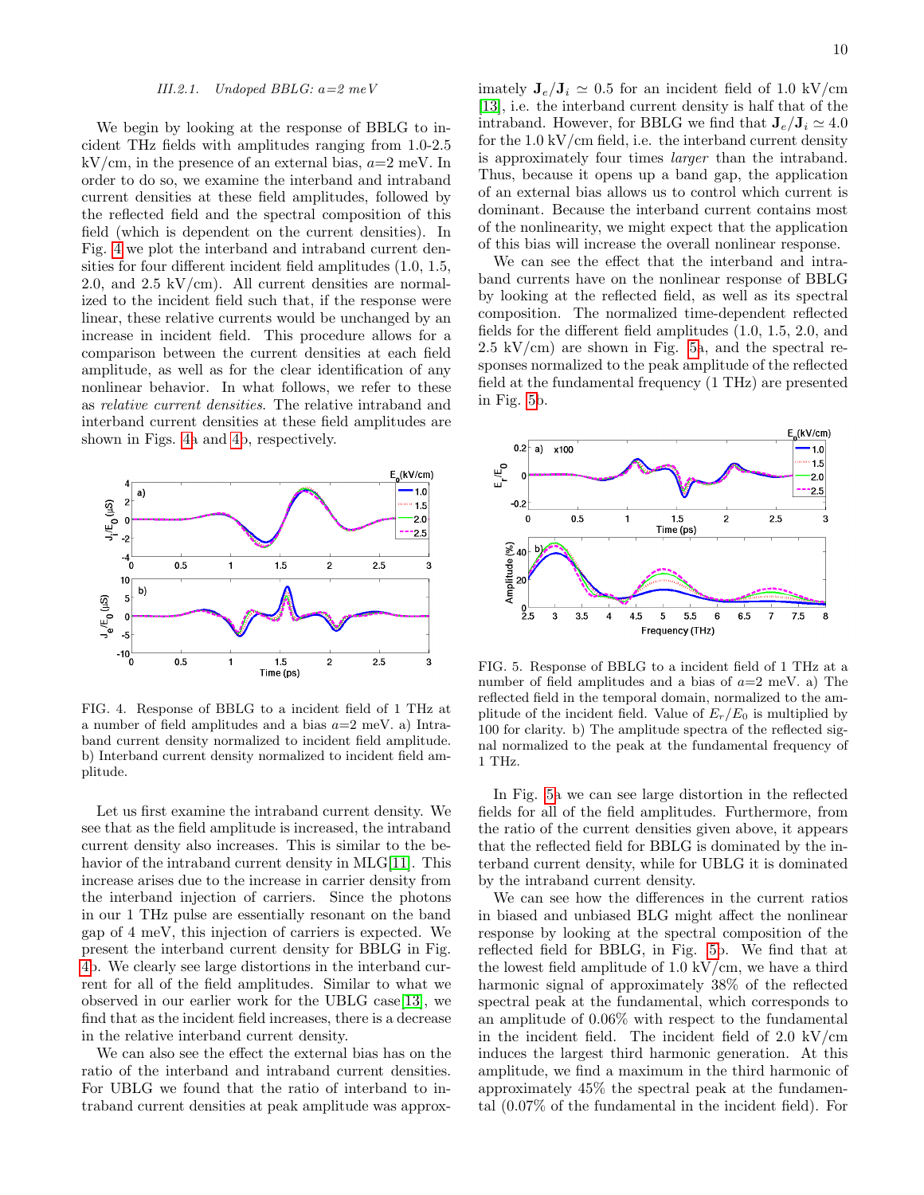#### III.2.1. Undoped BBLG: a=2 meV

We begin by looking at the response of BBLG to incident THz fields with amplitudes ranging from 1.0-2.5 kV/cm, in the presence of an external bias, $a$=2 meV. In order to do so, we examine the interband and intraband current densities at these field amplitudes, followed by the reflected field and the spectral composition of this field (which is dependent on the current densities). In Fig. 4 we plot the interband and intraband current densities for four different incident field amplitudes (1.0, 1.5, 2.0, and 2.5 kV/cm). All current densities are normalized to the incident field such that, if the response were linear, these relative currents would be unchanged by an increase in incident field. This procedure allows for a comparison between the current densities at each field amplitude, as well as for the clear identification of any nonlinear behavior. In what follows, we refer to these as *relative current densities*. The relative intraband and interband current densities at these field amplitudes are shown in Figs. 4a and 4b, respectively.

FIG. 4. Response of BBLG to a incident field of 1 THz at a number of field amplitudes and a bias $a$=2 meV. a) Intraband current density normalized to incident field amplitude. b) Interband current density normalized to incident field amplitude.

Let us first examine the intraband current density. We see that as the field amplitude is increased, the intraband current density also increases. This is similar to the behavior of the intraband current density in MLG[11]. This increase arises due to the increase in carrier density from the interband injection of carriers. Since the photons in our 1 THz pulse are essentially resonant on the band gap of 4 meV, this injection of carriers is expected. We present the interband current density for BBLG in Fig. 4b. We clearly see large distortions in the interband current for all of the field amplitudes. Similar to what we observed in our earlier work for the UBLG case[13], we find that as the incident field increases, there is a decrease in the relative interband current density.

We can also see the effect the external bias has on the ratio of the interband and intraband current densities. For UBLG we found that the ratio of interband to intraband current densities at peak amplitude was approximately $\mathbf{J}_e/\mathbf{J}_i \simeq 0.5$ for an incident field of 1.0 kV/cm [13], i.e. the interband current density is half that of the intraband. However, for BBLG we find that $\mathbf{J}_e/\mathbf{J}_i \simeq 4.0$ for the 1.0 kV/cm field, i.e. the interband current density is approximately four times *larger* than the intraband. Thus, because it opens up a band gap, the application of an external bias allows us to control which current is dominant. Because the interband current contains most of the nonlinearity, we might expect that the application of this bias will increase the overall nonlinear response.

We can see the effect that the interband and intraband currents have on the nonlinear response of BBLG by looking at the reflected field, as well as its spectral composition. The normalized time-dependent reflected fields for the different field amplitudes (1.0, 1.5, 2.0, and 2.5 kV/cm) are shown in Fig. 5a, and the spectral responses normalized to the peak amplitude of the reflected field at the fundamental frequency (1 THz) are presented in Fig. 5b.

FIG. 5. Response of BBLG to a incident field of 1 THz at a number of field amplitudes and a bias of $a$=2 meV. a) The reflected field in the temporal domain, normalized to the amplitude of the incident field. Value of $E_r/E_0$ is multiplied by 100 for clarity. b) The amplitude spectra of the reflected signal normalized to the peak at the fundamental frequency of 1 THz.

In Fig. 5a we can see large distortion in the reflected fields for all of the field amplitudes. Furthermore, from the ratio of the current densities given above, it appears that the reflected field for BBLG is dominated by the interband current density, while for UBLG it is dominated by the intraband current density.

We can see how the differences in the current ratios in biased and unbiased BLG might affect the nonlinear response by looking at the spectral composition of the reflected field for BBLG, in Fig. 5b. We find that at the lowest field amplitude of 1.0 kV/cm, we have a third harmonic signal of approximately 38% of the reflected spectral peak at the fundamental, which corresponds to an amplitude of 0.06% with respect to the fundamental in the incident field. The incident field of 2.0 kV/cm induces the largest third harmonic generation. At this amplitude, we find a maximum in the third harmonic of approximately 45% the spectral peak at the fundamental (0.07% of the fundamental in the incident field). For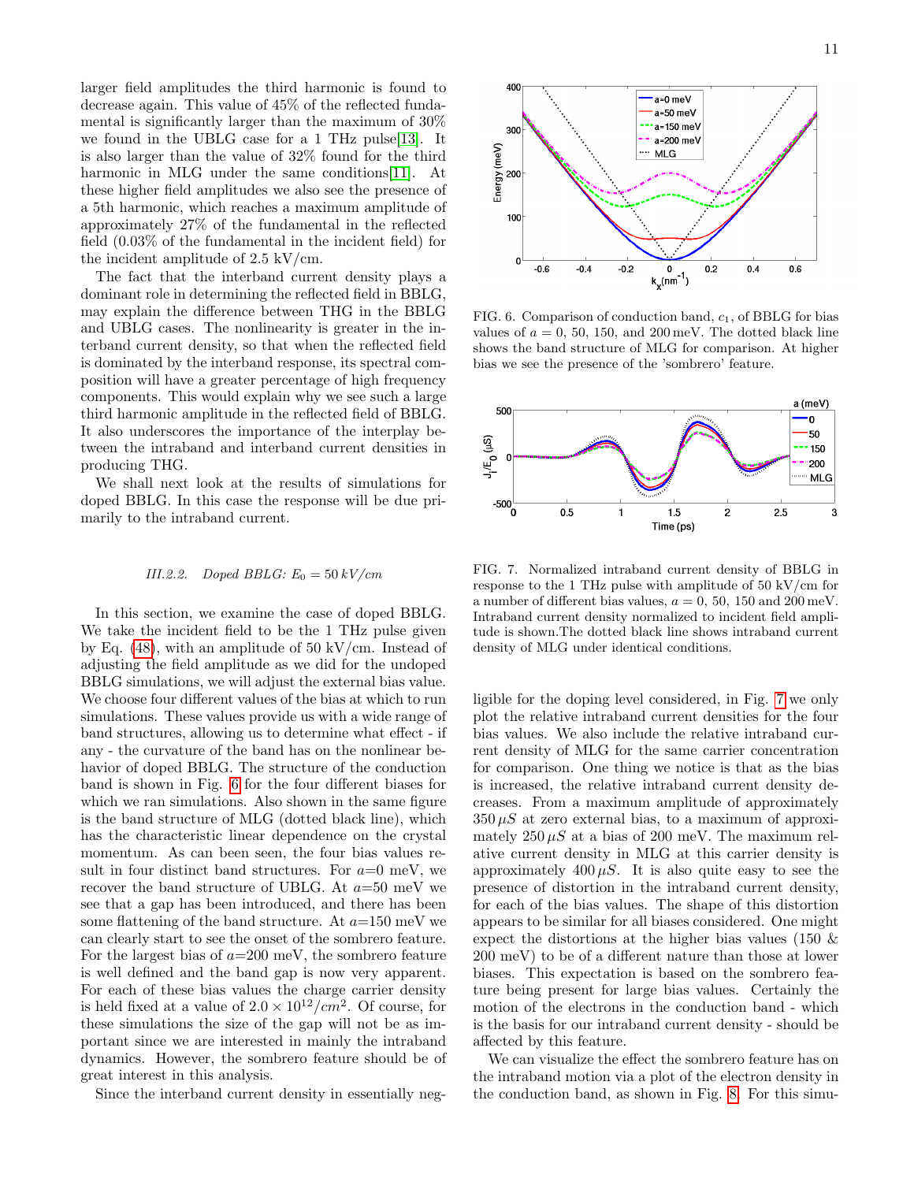larger field amplitudes the third harmonic is found to decrease again. This value of 45% of the reflected fundamental is significantly larger than the maximum of 30% we found in the UBLG case for a 1 THz pulse[13]. It is also larger than the value of 32% found for the third harmonic in MLG under the same conditions[11]. At these higher field amplitudes we also see the presence of a 5th harmonic, which reaches a maximum amplitude of approximately 27% of the fundamental in the reflected field (0.03% of the fundamental in the incident field) for the incident amplitude of 2.5 kV/cm.

The fact that the interband current density plays a dominant role in determining the reflected field in BBLG, may explain the difference between THG in the BBLG and UBLG cases. The nonlinearity is greater in the interband current density, so that when the reflected field is dominated by the interband response, its spectral composition will have a greater percentage of high frequency components. This would explain why we see such a large third harmonic amplitude in the reflected field of BBLG. It also underscores the importance of the interplay between the intraband and interband current densities in producing THG.

We shall next look at the results of simulations for doped BBLG. In this case the response will be due primarily to the intraband current.

### *III.2.2. Doped BBLG: $E_0 = 50\,kV/cm$*

In this section, we examine the case of doped BBLG. We take the incident field to be the 1 THz pulse given by Eq. (48), with an amplitude of 50 kV/cm. Instead of adjusting the field amplitude as we did for the undoped BBLG simulations, we will adjust the external bias value. We choose four different values of the bias at which to run simulations. These values provide us with a wide range of band structures, allowing us to determine what effect - if any - the curvature of the band has on the nonlinear behavior of doped BBLG. The structure of the conduction band is shown in Fig. 6 for the four different biases for which we ran simulations. Also shown in the same figure is the band structure of MLG (dotted black line), which has the characteristic linear dependence on the crystal momentum. As can been seen, the four bias values result in four distinct band structures. For $a$=0 meV, we recover the band structure of UBLG. At $a$=50 meV we see that a gap has been introduced, and there has been some flattening of the band structure. At $a$=150 meV we can clearly start to see the onset of the sombrero feature. For the largest bias of $a$=200 meV, the sombrero feature is well defined and the band gap is now very apparent. For each of these bias values the charge carrier density is held fixed at a value of $2.0 \times 10^{12}/cm^2$. Of course, for these simulations the size of the gap will not be as important since we are interested in mainly the intraband dynamics. However, the sombrero feature should be of great interest in this analysis.

FIG. 6. Comparison of conduction band, $c_1$, of BBLG for bias values of $a$ = 0, 50, 150, and 200 meV. The dotted black line shows the band structure of MLG for comparison. At higher bias we see the presence of the 'sombrero' feature.

FIG. 7. Normalized intraband current density of BBLG in response to the 1 THz pulse with amplitude of 50 kV/cm for a number of different bias values, $a$ = 0, 50, 150 and 200 meV. Intraband current density normalized to incident field amplitude is shown.The dotted black line shows intraband current density of MLG under identical conditions.

Since the interband current density in essentially negligible for the doping level considered, in Fig. 7 we only plot the relative intraband current densities for the four bias values. We also include the relative intraband current density of MLG for the same carrier concentration for comparison. One thing we notice is that as the bias is increased, the relative intraband current density decreases. From a maximum amplitude of approximately $350\,\mu S$ at zero external bias, to a maximum of approximately $250\,\mu S$ at a bias of 200 meV. The maximum relative current density in MLG at this carrier density is approximately $400\,\mu S$. It is also quite easy to see the presence of distortion in the intraband current density, for each of the bias values. The shape of this distortion appears to be similar for all biases considered. One might expect the distortions at the higher bias values (150 & 200 meV) to be of a different nature than those at lower biases. This expectation is based on the sombrero feature being present for large bias values. Certainly the motion of the electrons in the conduction band - which is the basis for our intraband current density - should be affected by this feature.

We can visualize the effect the sombrero feature has on the intraband motion via a plot of the electron density in the conduction band, as shown in Fig. 8. For this simu-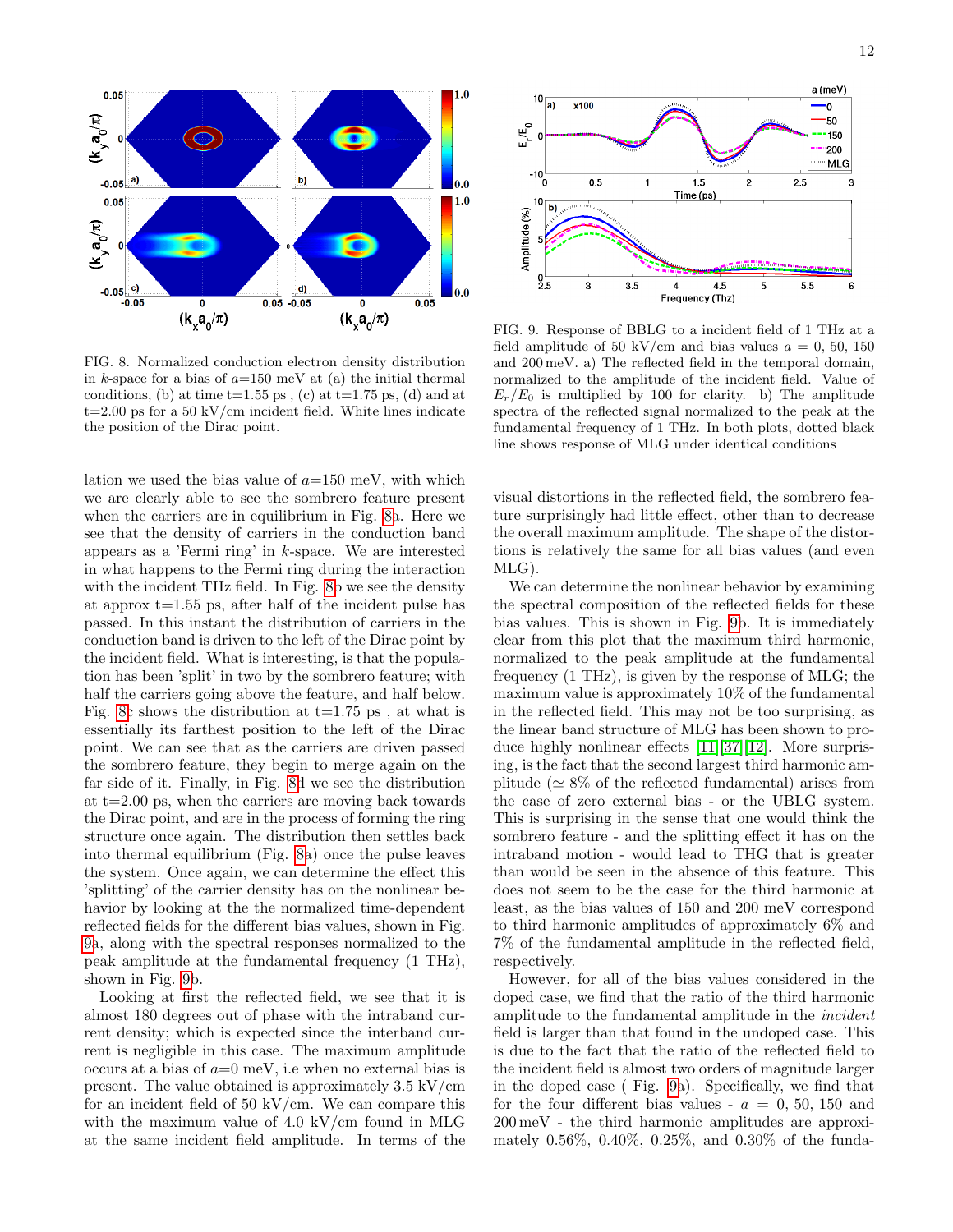FIG. 8. Normalized conduction electron density distribution in $k$-space for a bias of $a$=150 meV at (a) the initial thermal conditions, (b) at time t=1.55 ps , (c) at t=1.75 ps, (d) and at t=2.00 ps for a 50 kV/cm incident field. White lines indicate the position of the Dirac point.

FIG. 9. Response of BBLG to a incident field of 1 THz at a field amplitude of 50 kV/cm and bias values $a$ = 0, 50, 150 and 200 meV. a) The reflected field in the temporal domain, normalized to the amplitude of the incident field. Value of $E_r/E_0$ is multiplied by 100 for clarity. b) The amplitude spectra of the reflected signal normalized to the peak at the fundamental frequency of 1 THz. In both plots, dotted black line shows response of MLG under identical conditions

lation we used the bias value of $a$=150 meV, with which we are clearly able to see the sombrero feature present when the carriers are in equilibrium in Fig. 8a. Here we see that the density of carriers in the conduction band appears as a 'Fermi ring' in $k$-space. We are interested in what happens to the Fermi ring during the interaction with the incident THz field. In Fig. 8b we see the density at approx t=1.55 ps, after half of the incident pulse has passed. In this instant the distribution of carriers in the conduction band is driven to the left of the Dirac point by the incident field. What is interesting, is that the population has been 'split' in two by the sombrero feature; with half the carriers going above the feature, and half below. Fig. 8c shows the distribution at t=1.75 ps , at what is essentially its farthest position to the left of the Dirac point. We can see that as the carriers are driven passed the sombrero feature, they begin to merge again on the far side of it. Finally, in Fig. 8d we see the distribution at t=2.00 ps, when the carriers are moving back towards the Dirac point, and are in the process of forming the ring structure once again. The distribution then settles back into thermal equilibrium (Fig. 8a) once the pulse leaves the system. Once again, we can determine the effect this 'splitting' of the carrier density has on the nonlinear behavior by looking at the the normalized time-dependent reflected fields for the different bias values, shown in Fig. 9a, along with the spectral responses normalized to the peak amplitude at the fundamental frequency (1 THz), shown in Fig. 9b.

Looking at first the reflected field, we see that it is almost 180 degrees out of phase with the intraband current density; which is expected since the interband current is negligible in this case. The maximum amplitude occurs at a bias of $a$=0 meV, i.e when no external bias is present. The value obtained is approximately 3.5 kV/cm for an incident field of 50 kV/cm. We can compare this with the maximum value of 4.0 kV/cm found in MLG at the same incident field amplitude. In terms of the visual distortions in the reflected field, the sombrero feature surprisingly had little effect, other than to decrease the overall maximum amplitude. The shape of the distortions is relatively the same for all bias values (and even MLG).

We can determine the nonlinear behavior by examining the spectral composition of the reflected fields for these bias values. This is shown in Fig. 9b. It is immediately clear from this plot that the maximum third harmonic, normalized to the peak amplitude at the fundamental frequency (1 THz), is given by the response of MLG; the maximum value is approximately 10% of the fundamental in the reflected field. This may not be too surprising, as the linear band structure of MLG has been shown to produce highly nonlinear effects [11, 37, 12]. More surprising, is the fact that the second largest third harmonic amplitude ($\simeq$ 8% of the reflected fundamental) arises from the case of zero external bias - or the UBLG system. This is surprising in the sense that one would think the sombrero feature - and the splitting effect it has on the intraband motion - would lead to THG that is greater than would be seen in the absence of this feature. This does not seem to be the case for the third harmonic at least, as the bias values of 150 and 200 meV correspond to third harmonic amplitudes of approximately 6% and 7% of the fundamental amplitude in the reflected field, respectively.

However, for all of the bias values considered in the doped case, we find that the ratio of the third harmonic amplitude to the fundamental amplitude in the *incident* field is larger than that found in the undoped case. This is due to the fact that the ratio of the reflected field to the incident field is almost two orders of magnitude larger in the doped case ( Fig. 9a). Specifically, we find that for the four different bias values - $a$ = 0, 50, 150 and 200 meV - the third harmonic amplitudes are approximately 0.56%, 0.40%, 0.25%, and 0.30% of the funda-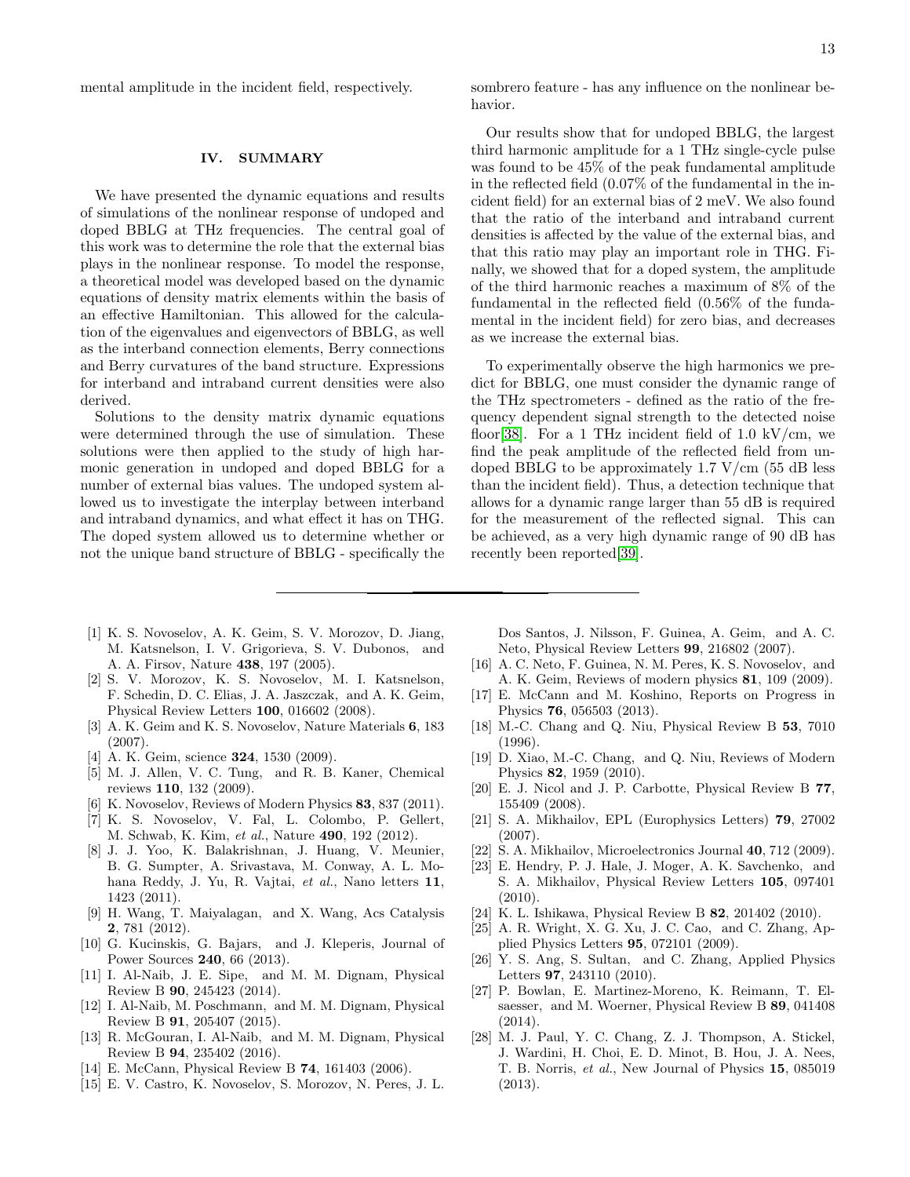mental amplitude in the incident field, respectively.

## IV. SUMMARY

We have presented the dynamic equations and results of simulations of the nonlinear response of undoped and doped BBLG at THz frequencies. The central goal of this work was to determine the role that the external bias plays in the nonlinear response. To model the response, a theoretical model was developed based on the dynamic equations of density matrix elements within the basis of an effective Hamiltonian. This allowed for the calculation of the eigenvalues and eigenvectors of BBLG, as well as the interband connection elements, Berry connections and Berry curvatures of the band structure. Expressions for interband and intraband current densities were also derived.

Solutions to the density matrix dynamic equations were determined through the use of simulation. These solutions were then applied to the study of high harmonic generation in undoped and doped BBLG for a number of external bias values. The undoped system allowed us to investigate the interplay between interband and intraband dynamics, and what effect it has on THG. The doped system allowed us to determine whether or not the unique band structure of BBLG - specifically the sombrero feature - has any influence on the nonlinear behavior.

Our results show that for undoped BBLG, the largest third harmonic amplitude for a 1 THz single-cycle pulse was found to be 45% of the peak fundamental amplitude in the reflected field (0.07% of the fundamental in the incident field) for an external bias of 2 meV. We also found that the ratio of the interband and intraband current densities is affected by the value of the external bias, and that this ratio may play an important role in THG. Finally, we showed that for a doped system, the amplitude of the third harmonic reaches a maximum of 8% of the fundamental in the reflected field (0.56% of the fundamental in the incident field) for zero bias, and decreases as we increase the external bias.

To experimentally observe the high harmonics we predict for BBLG, one must consider the dynamic range of the THz spectrometers - defined as the ratio of the frequency dependent signal strength to the detected noise floor[38]. For a 1 THz incident field of 1.0 kV/cm, we find the peak amplitude of the reflected field from undoped BBLG to be approximately 1.7 V/cm (55 dB less than the incident field). Thus, a detection technique that allows for a dynamic range larger than 55 dB is required for the measurement of the reflected signal. This can be achieved, as a very high dynamic range of 90 dB has recently been reported[39].

---

[1] K. S. Novoselov, A. K. Geim, S. V. Morozov, D. Jiang, M. Katsnelson, I. V. Grigorieva, S. V. Dubonos, and A. A. Firsov, Nature **438**, 197 (2005).

[2] S. V. Morozov, K. S. Novoselov, M. I. Katsnelson, F. Schedin, D. C. Elias, J. A. Jaszczak, and A. K. Geim, Physical Review Letters **100**, 016602 (2008).

[3] A. K. Geim and K. S. Novoselov, Nature Materials **6**, 183 (2007).

[4] A. K. Geim, science **324**, 1530 (2009).

[5] M. J. Allen, V. C. Tung, and R. B. Kaner, Chemical reviews **110**, 132 (2009).

[6] K. Novoselov, Reviews of Modern Physics **83**, 837 (2011).

[7] K. S. Novoselov, V. Fal, L. Colombo, P. Gellert, M. Schwab, K. Kim, *et al.*, Nature **490**, 192 (2012).

[8] J. J. Yoo, K. Balakrishnan, J. Huang, V. Meunier, B. G. Sumpter, A. Srivastava, M. Conway, A. L. Mohana Reddy, J. Yu, R. Vajtai, *et al.*, Nano letters **11**, 1423 (2011).

[9] H. Wang, T. Maiyalagan, and X. Wang, Acs Catalysis **2**, 781 (2012).

[10] G. Kucinskis, G. Bajars, and J. Kleperis, Journal of Power Sources **240**, 66 (2013).

[11] I. Al-Naib, J. E. Sipe, and M. M. Dignam, Physical Review B **90**, 245423 (2014).

[12] I. Al-Naib, M. Poschmann, and M. M. Dignam, Physical Review B **91**, 205407 (2015).

[13] R. McGouran, I. Al-Naib, and M. M. Dignam, Physical Review B **94**, 235402 (2016).

[14] E. McCann, Physical Review B **74**, 161403 (2006).

[15] E. V. Castro, K. Novoselov, S. Morozov, N. Peres, J. L. Dos Santos, J. Nilsson, F. Guinea, A. Geim, and A. C. Neto, Physical Review Letters **99**, 216802 (2007).

[16] A. C. Neto, F. Guinea, N. M. Peres, K. S. Novoselov, and A. K. Geim, Reviews of modern physics **81**, 109 (2009).

[17] E. McCann and M. Koshino, Reports on Progress in Physics **76**, 056503 (2013).

[18] M.-C. Chang and Q. Niu, Physical Review B **53**, 7010 (1996).

[19] D. Xiao, M.-C. Chang, and Q. Niu, Reviews of Modern Physics **82**, 1959 (2010).

[20] E. J. Nicol and J. P. Carbotte, Physical Review B **77**, 155409 (2008).

[21] S. A. Mikhailov, EPL (Europhysics Letters) **79**, 27002 (2007).

[22] S. A. Mikhailov, Microelectronics Journal **40**, 712 (2009).

[23] E. Hendry, P. J. Hale, J. Moger, A. K. Savchenko, and S. A. Mikhailov, Physical Review Letters **105**, 097401 (2010).

[24] K. L. Ishikawa, Physical Review B **82**, 201402 (2010).

[25] A. R. Wright, X. G. Xu, J. C. Cao, and C. Zhang, Applied Physics Letters **95**, 072101 (2009).

[26] Y. S. Ang, S. Sultan, and C. Zhang, Applied Physics Letters **97**, 243110 (2010).

[27] P. Bowlan, E. Martinez-Moreno, K. Reimann, T. Elsaesser, and M. Woerner, Physical Review B **89**, 041408 (2014).

[28] M. J. Paul, Y. C. Chang, Z. J. Thompson, A. Stickel, J. Wardini, H. Choi, E. D. Minot, B. Hou, J. A. Nees, T. B. Norris, *et al.*, New Journal of Physics **15**, 085019 (2013).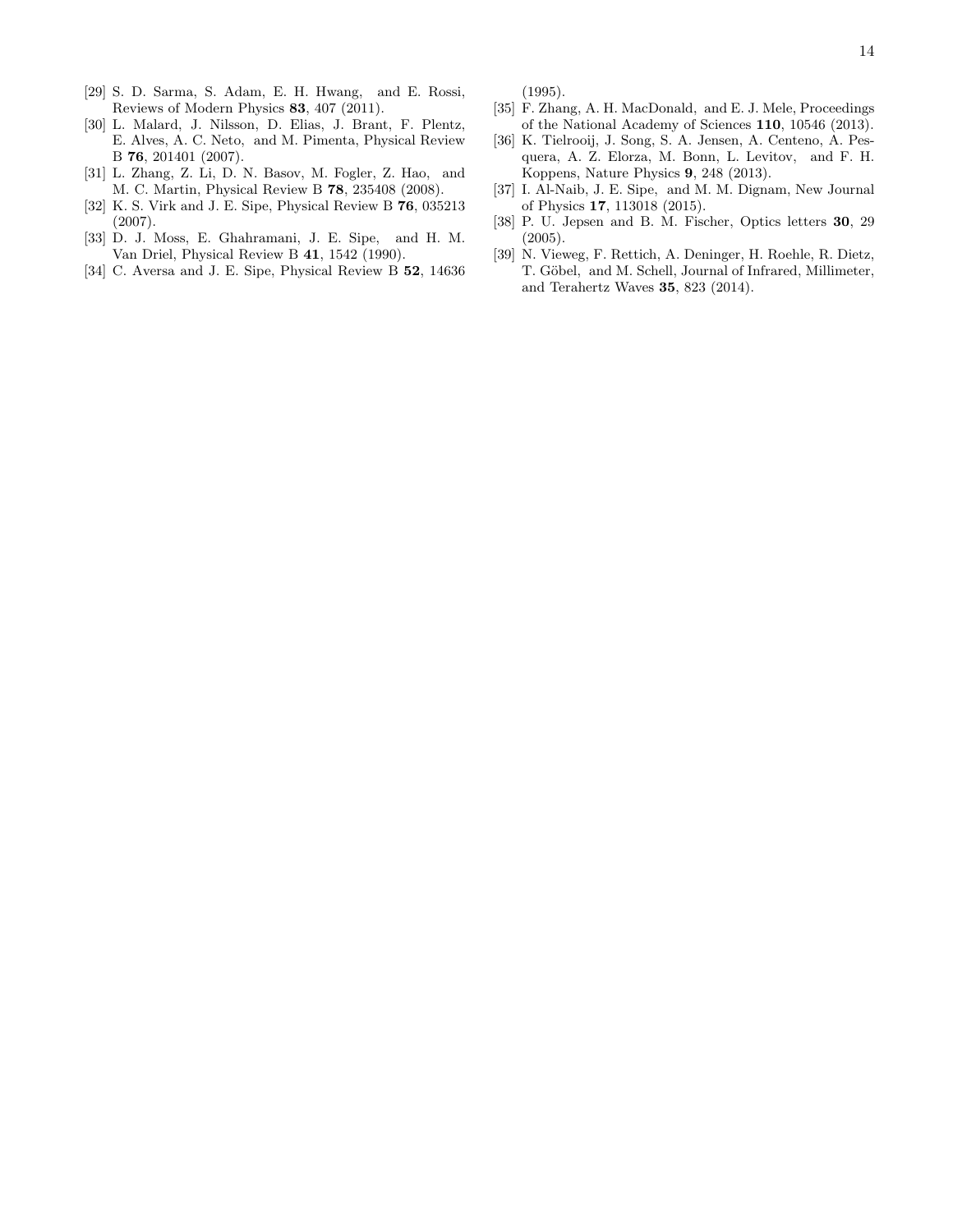[29] S. D. Sarma, S. Adam, E. H. Hwang, and E. Rossi, Reviews of Modern Physics **83**, 407 (2011).

[30] L. Malard, J. Nilsson, D. Elias, J. Brant, F. Plentz, E. Alves, A. C. Neto, and M. Pimenta, Physical Review B **76**, 201401 (2007).

[31] L. Zhang, Z. Li, D. N. Basov, M. Fogler, Z. Hao, and M. C. Martin, Physical Review B **78**, 235408 (2008).

[32] K. S. Virk and J. E. Sipe, Physical Review B **76**, 035213 (2007).

[33] D. J. Moss, E. Ghahramani, J. E. Sipe, and H. M. Van Driel, Physical Review B **41**, 1542 (1990).

[34] C. Aversa and J. E. Sipe, Physical Review B **52**, 14636 (1995).

[35] F. Zhang, A. H. MacDonald, and E. J. Mele, Proceedings of the National Academy of Sciences **110**, 10546 (2013).

[36] K. Tielrooij, J. Song, S. A. Jensen, A. Centeno, A. Pesquera, A. Z. Elorza, M. Bonn, L. Levitov, and F. H. Koppens, Nature Physics **9**, 248 (2013).

[37] I. Al-Naib, J. E. Sipe, and M. M. Dignam, New Journal of Physics **17**, 113018 (2015).

[38] P. U. Jepsen and B. M. Fischer, Optics letters **30**, 29 (2005).

[39] N. Vieweg, F. Rettich, A. Deninger, H. Roehle, R. Dietz, T. Göbel, and M. Schell, Journal of Infrared, Millimeter, and Terahertz Waves **35**, 823 (2014).